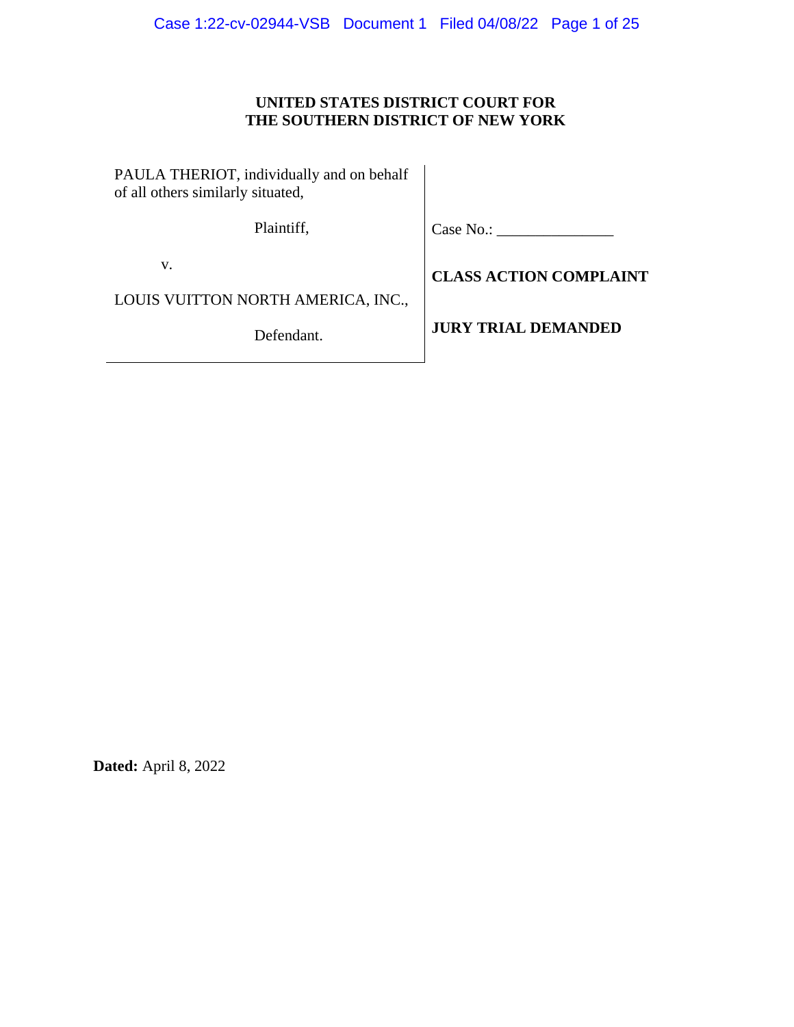**UNITED STATES DISTRICT COURT FOR**
**THE SOUTHERN DISTRICT OF NEW YORK**

| | |
|---|---|
| PAULA THERIOT, individually and on behalf of all others similarly situated, | |
| Plaintiff, | Case No.: _______________ |
| v. | **CLASS ACTION COMPLAINT** |
| LOUIS VUITTON NORTH AMERICA, INC., | |
| Defendant. | **JURY TRIAL DEMANDED** |

**Dated:** April 8, 2022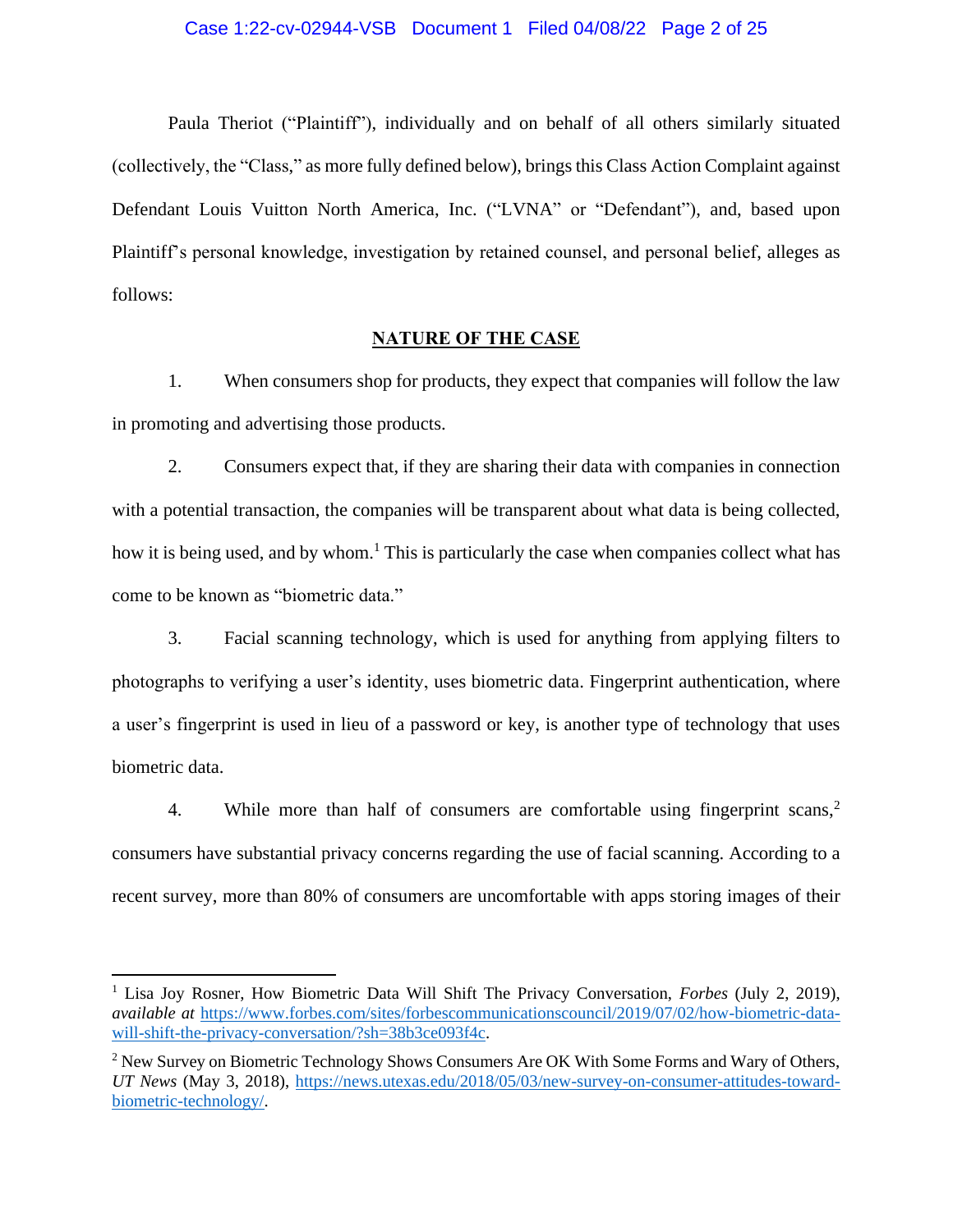Paula Theriot ("Plaintiff"), individually and on behalf of all others similarly situated (collectively, the "Class," as more fully defined below), brings this Class Action Complaint against Defendant Louis Vuitton North America, Inc. ("LVNA" or "Defendant"), and, based upon Plaintiff's personal knowledge, investigation by retained counsel, and personal belief, alleges as follows:

## NATURE OF THE CASE

1. When consumers shop for products, they expect that companies will follow the law in promoting and advertising those products.

2. Consumers expect that, if they are sharing their data with companies in connection with a potential transaction, the companies will be transparent about what data is being collected, how it is being used, and by whom.[1] This is particularly the case when companies collect what has come to be known as "biometric data."

3. Facial scanning technology, which is used for anything from applying filters to photographs to verifying a user's identity, uses biometric data. Fingerprint authentication, where a user's fingerprint is used in lieu of a password or key, is another type of technology that uses biometric data.

4. While more than half of consumers are comfortable using fingerprint scans,[2] consumers have substantial privacy concerns regarding the use of facial scanning. According to a recent survey, more than 80% of consumers are uncomfortable with apps storing images of their

---

[1] Lisa Joy Rosner, How Biometric Data Will Shift The Privacy Conversation, *Forbes* (July 2, 2019), *available at* https://www.forbes.com/sites/forbescommunicationscouncil/2019/07/02/how-biometric-data-will-shift-the-privacy-conversation/?sh=38b3ce093f4c.

[2] New Survey on Biometric Technology Shows Consumers Are OK With Some Forms and Wary of Others, *UT News* (May 3, 2018), https://news.utexas.edu/2018/05/03/new-survey-on-consumer-attitudes-toward-biometric-technology/.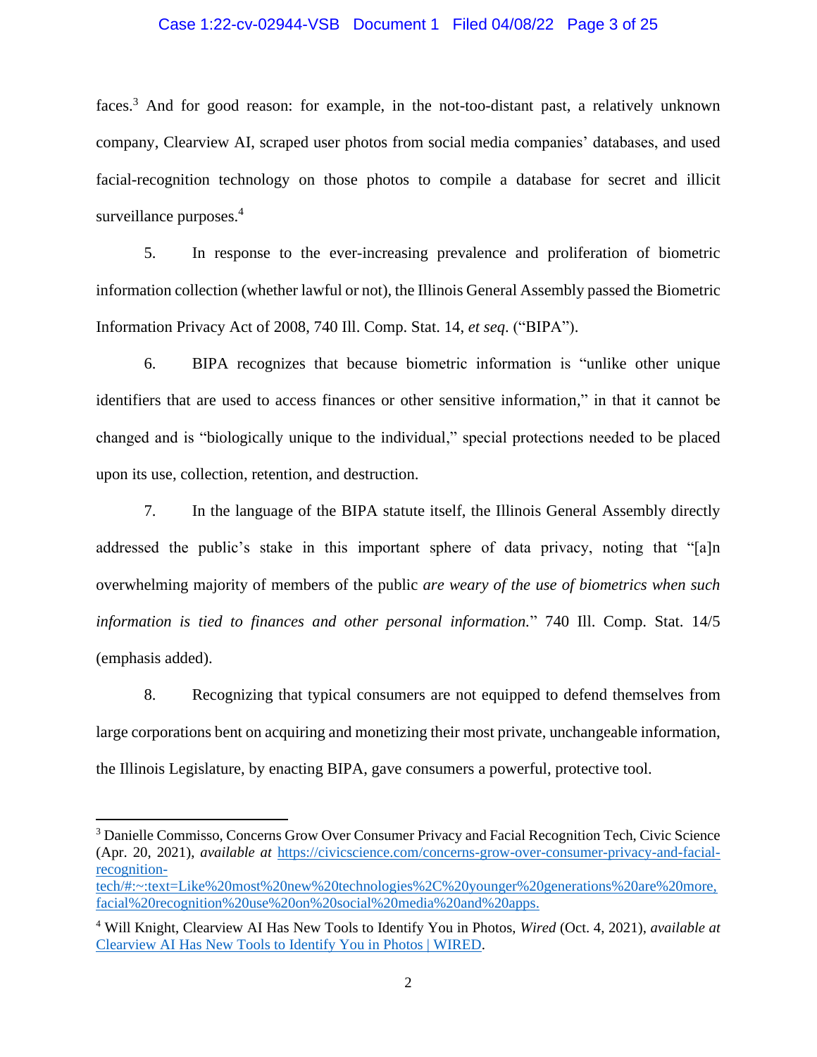faces.[3] And for good reason: for example, in the not-too-distant past, a relatively unknown company, Clearview AI, scraped user photos from social media companies' databases, and used facial-recognition technology on those photos to compile a database for secret and illicit surveillance purposes.[4]

5. In response to the ever-increasing prevalence and proliferation of biometric information collection (whether lawful or not), the Illinois General Assembly passed the Biometric Information Privacy Act of 2008, 740 Ill. Comp. Stat. 14, *et seq.* ("BIPA").

6. BIPA recognizes that because biometric information is "unlike other unique identifiers that are used to access finances or other sensitive information," in that it cannot be changed and is "biologically unique to the individual," special protections needed to be placed upon its use, collection, retention, and destruction.

7. In the language of the BIPA statute itself, the Illinois General Assembly directly addressed the public's stake in this important sphere of data privacy, noting that "[a]n overwhelming majority of members of the public *are weary of the use of biometrics when such information is tied to finances and other personal information.*" 740 Ill. Comp. Stat. 14/5 (emphasis added).

8. Recognizing that typical consumers are not equipped to defend themselves from large corporations bent on acquiring and monetizing their most private, unchangeable information, the Illinois Legislature, by enacting BIPA, gave consumers a powerful, protective tool.

---

[3] Danielle Commisso, Concerns Grow Over Consumer Privacy and Facial Recognition Tech, Civic Science (Apr. 20, 2021), *available at* https://civicscience.com/concerns-grow-over-consumer-privacy-and-facial-recognition-tech/#:~:text=Like%20most%20new%20technologies%2C%20younger%20generations%20are%20more,facial%20recognition%20use%20on%20social%20media%20and%20apps.

[4] Will Knight, Clearview AI Has New Tools to Identify You in Photos, *Wired* (Oct. 4, 2021), *available at* Clearview AI Has New Tools to Identify You in Photos | WIRED.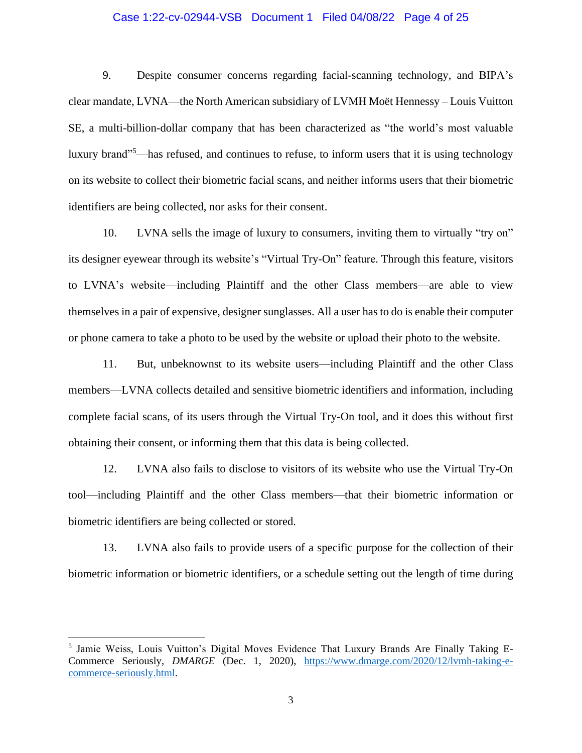9. Despite consumer concerns regarding facial-scanning technology, and BIPA's clear mandate, LVNA—the North American subsidiary of LVMH Moët Hennessy – Louis Vuitton SE, a multi-billion-dollar company that has been characterized as "the world's most valuable luxury brand"[5]—has refused, and continues to refuse, to inform users that it is using technology on its website to collect their biometric facial scans, and neither informs users that their biometric identifiers are being collected, nor asks for their consent.

10. LVNA sells the image of luxury to consumers, inviting them to virtually "try on" its designer eyewear through its website's "Virtual Try-On" feature. Through this feature, visitors to LVNA's website—including Plaintiff and the other Class members—are able to view themselves in a pair of expensive, designer sunglasses. All a user has to do is enable their computer or phone camera to take a photo to be used by the website or upload their photo to the website.

11. But, unbeknownst to its website users—including Plaintiff and the other Class members—LVNA collects detailed and sensitive biometric identifiers and information, including complete facial scans, of its users through the Virtual Try-On tool, and it does this without first obtaining their consent, or informing them that this data is being collected.

12. LVNA also fails to disclose to visitors of its website who use the Virtual Try-On tool—including Plaintiff and the other Class members—that their biometric information or biometric identifiers are being collected or stored.

13. LVNA also fails to provide users of a specific purpose for the collection of their biometric information or biometric identifiers, or a schedule setting out the length of time during

---

[5] Jamie Weiss, Louis Vuitton's Digital Moves Evidence That Luxury Brands Are Finally Taking E-Commerce Seriously, *DMARGE* (Dec. 1, 2020), https://www.dmarge.com/2020/12/lvmh-taking-e-commerce-seriously.html.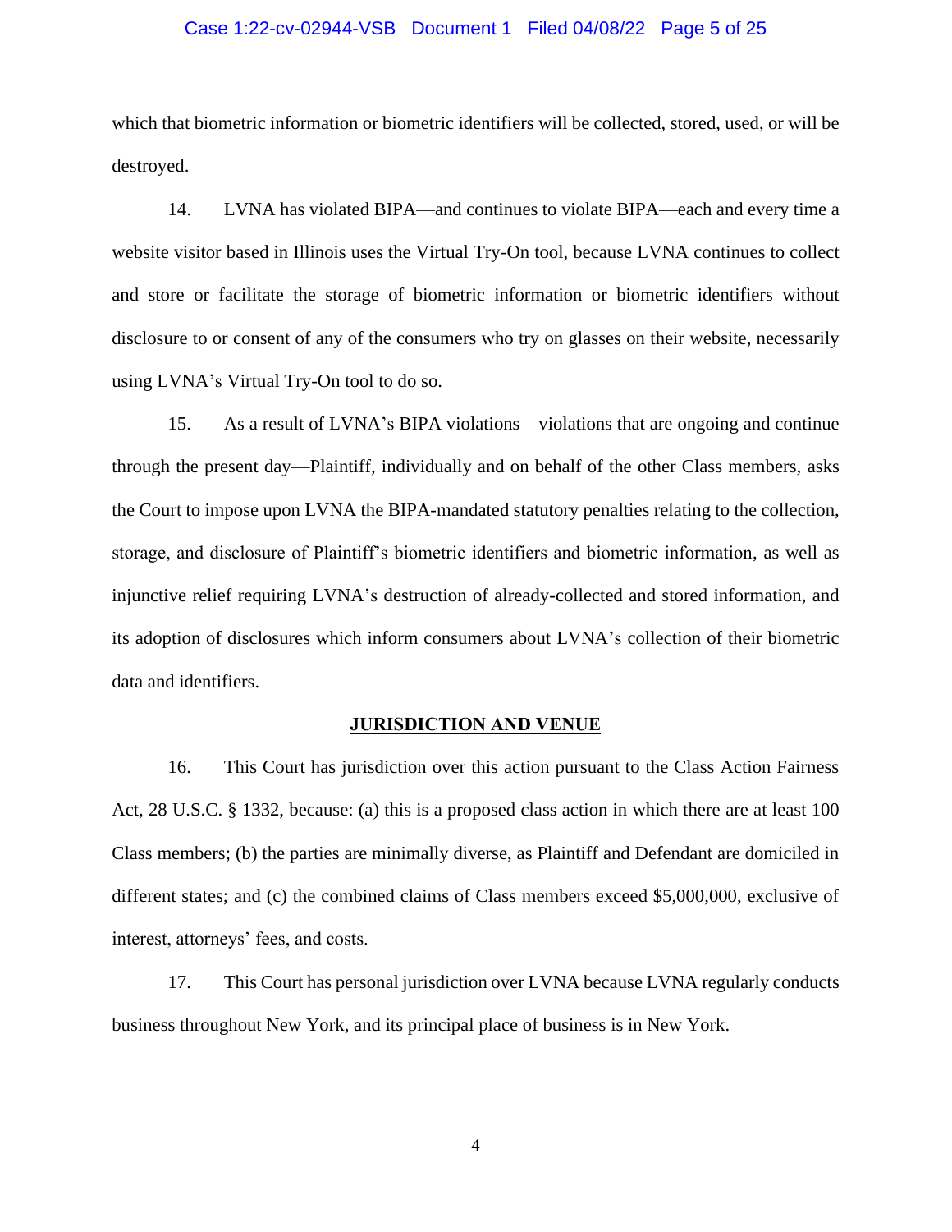which that biometric information or biometric identifiers will be collected, stored, used, or will be destroyed.

14. LVNA has violated BIPA—and continues to violate BIPA—each and every time a website visitor based in Illinois uses the Virtual Try-On tool, because LVNA continues to collect and store or facilitate the storage of biometric information or biometric identifiers without disclosure to or consent of any of the consumers who try on glasses on their website, necessarily using LVNA's Virtual Try-On tool to do so.

15. As a result of LVNA's BIPA violations—violations that are ongoing and continue through the present day—Plaintiff, individually and on behalf of the other Class members, asks the Court to impose upon LVNA the BIPA-mandated statutory penalties relating to the collection, storage, and disclosure of Plaintiff's biometric identifiers and biometric information, as well as injunctive relief requiring LVNA's destruction of already-collected and stored information, and its adoption of disclosures which inform consumers about LVNA's collection of their biometric data and identifiers.

## JURISDICTION AND VENUE

16. This Court has jurisdiction over this action pursuant to the Class Action Fairness Act, 28 U.S.C. § 1332, because: (a) this is a proposed class action in which there are at least 100 Class members; (b) the parties are minimally diverse, as Plaintiff and Defendant are domiciled in different states; and (c) the combined claims of Class members exceed $5,000,000, exclusive of interest, attorneys' fees, and costs.

17. This Court has personal jurisdiction over LVNA because LVNA regularly conducts business throughout New York, and its principal place of business is in New York.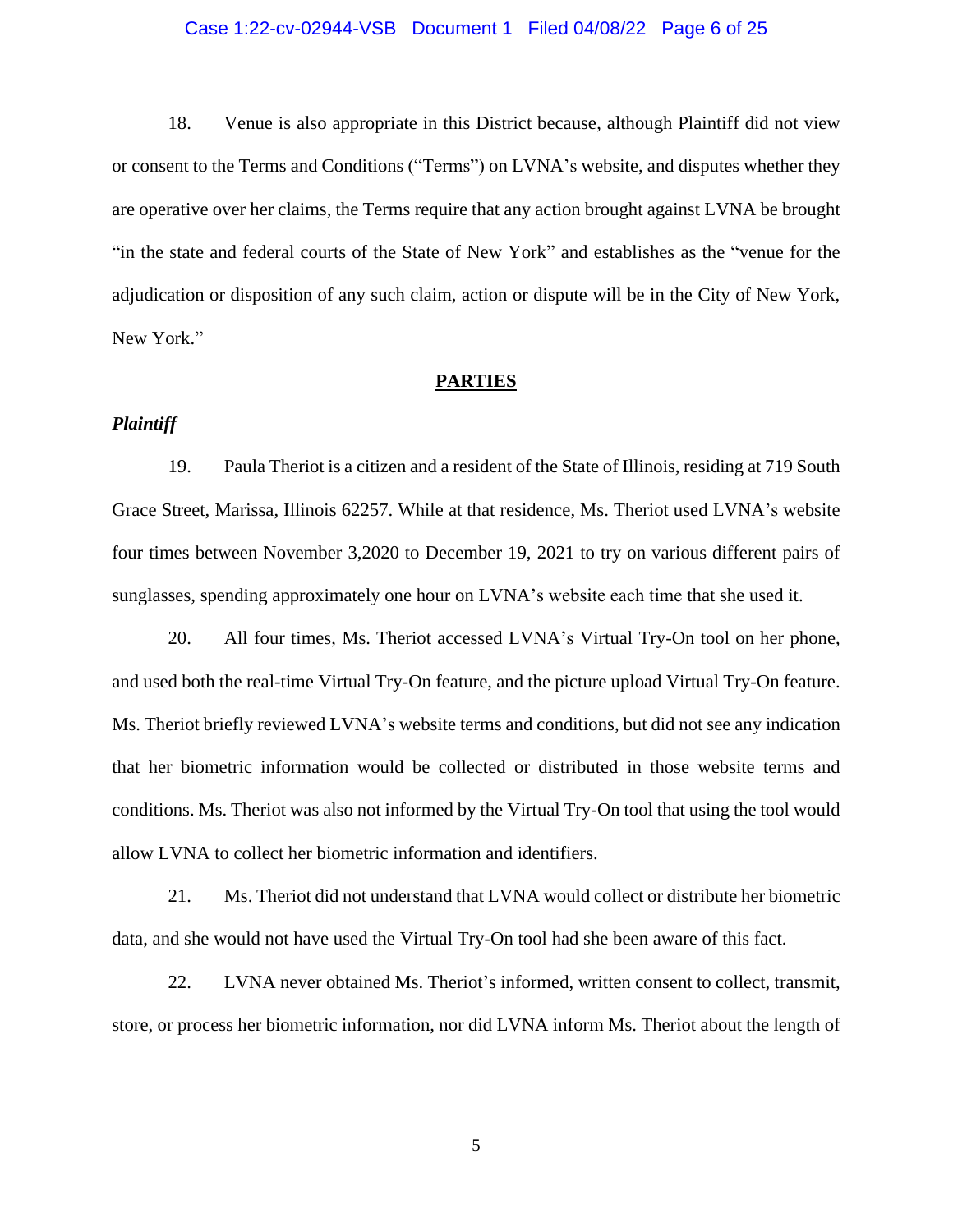18. Venue is also appropriate in this District because, although Plaintiff did not view or consent to the Terms and Conditions ("Terms") on LVNA's website, and disputes whether they are operative over her claims, the Terms require that any action brought against LVNA be brought "in the state and federal courts of the State of New York" and establishes as the "venue for the adjudication or disposition of any such claim, action or dispute will be in the City of New York, New York."

## PARTIES

### *Plaintiff*

19. Paula Theriot is a citizen and a resident of the State of Illinois, residing at 719 South Grace Street, Marissa, Illinois 62257. While at that residence, Ms. Theriot used LVNA's website four times between November 3,2020 to December 19, 2021 to try on various different pairs of sunglasses, spending approximately one hour on LVNA's website each time that she used it.

20. All four times, Ms. Theriot accessed LVNA's Virtual Try-On tool on her phone, and used both the real-time Virtual Try-On feature, and the picture upload Virtual Try-On feature. Ms. Theriot briefly reviewed LVNA's website terms and conditions, but did not see any indication that her biometric information would be collected or distributed in those website terms and conditions. Ms. Theriot was also not informed by the Virtual Try-On tool that using the tool would allow LVNA to collect her biometric information and identifiers.

21. Ms. Theriot did not understand that LVNA would collect or distribute her biometric data, and she would not have used the Virtual Try-On tool had she been aware of this fact.

22. LVNA never obtained Ms. Theriot's informed, written consent to collect, transmit, store, or process her biometric information, nor did LVNA inform Ms. Theriot about the length of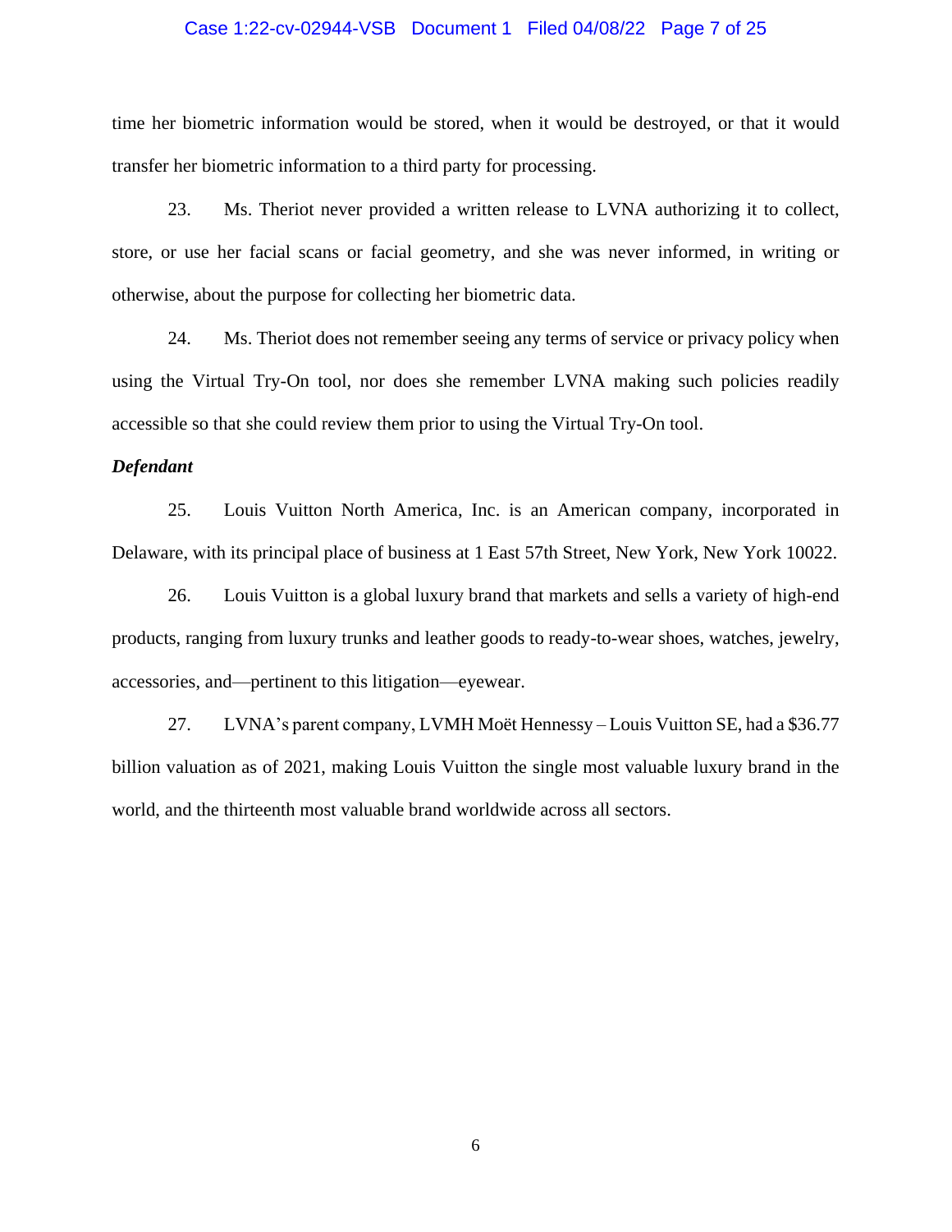time her biometric information would be stored, when it would be destroyed, or that it would transfer her biometric information to a third party for processing.

23. Ms. Theriot never provided a written release to LVNA authorizing it to collect, store, or use her facial scans or facial geometry, and she was never informed, in writing or otherwise, about the purpose for collecting her biometric data.

24. Ms. Theriot does not remember seeing any terms of service or privacy policy when using the Virtual Try-On tool, nor does she remember LVNA making such policies readily accessible so that she could review them prior to using the Virtual Try-On tool.

***Defendant***

25. Louis Vuitton North America, Inc. is an American company, incorporated in Delaware, with its principal place of business at 1 East 57th Street, New York, New York 10022.

26. Louis Vuitton is a global luxury brand that markets and sells a variety of high-end products, ranging from luxury trunks and leather goods to ready-to-wear shoes, watches, jewelry, accessories, and—pertinent to this litigation—eyewear.

27. LVNA's parent company, LVMH Moët Hennessy – Louis Vuitton SE, had a $36.77 billion valuation as of 2021, making Louis Vuitton the single most valuable luxury brand in the world, and the thirteenth most valuable brand worldwide across all sectors.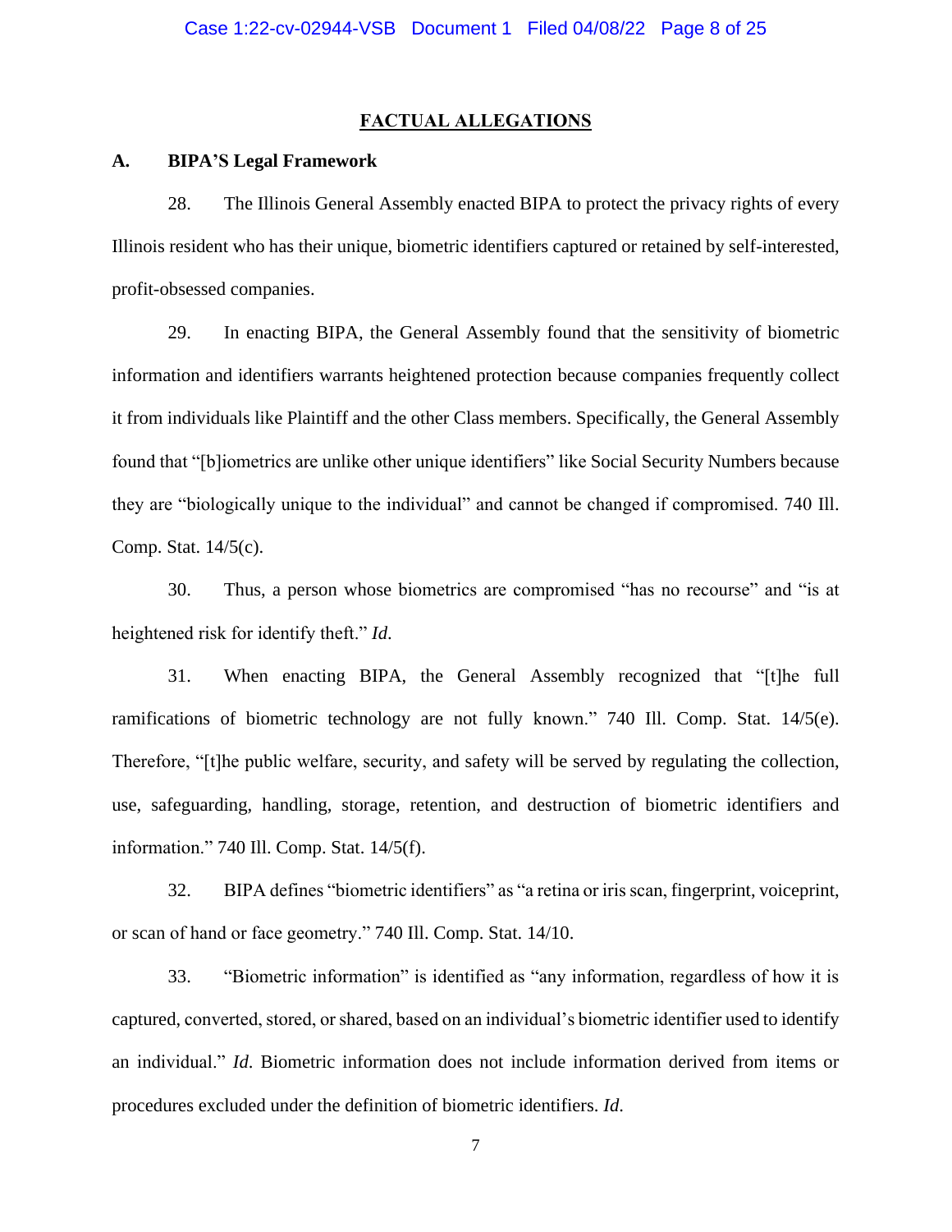## FACTUAL ALLEGATIONS

### A. BIPA'S Legal Framework

28. The Illinois General Assembly enacted BIPA to protect the privacy rights of every Illinois resident who has their unique, biometric identifiers captured or retained by self-interested, profit-obsessed companies.

29. In enacting BIPA, the General Assembly found that the sensitivity of biometric information and identifiers warrants heightened protection because companies frequently collect it from individuals like Plaintiff and the other Class members. Specifically, the General Assembly found that "[b]iometrics are unlike other unique identifiers" like Social Security Numbers because they are "biologically unique to the individual" and cannot be changed if compromised. 740 Ill. Comp. Stat. 14/5(c).

30. Thus, a person whose biometrics are compromised "has no recourse" and "is at heightened risk for identify theft." *Id.*

31. When enacting BIPA, the General Assembly recognized that "[t]he full ramifications of biometric technology are not fully known." 740 Ill. Comp. Stat. 14/5(e). Therefore, "[t]he public welfare, security, and safety will be served by regulating the collection, use, safeguarding, handling, storage, retention, and destruction of biometric identifiers and information." 740 Ill. Comp. Stat. 14/5(f).

32. BIPA defines "biometric identifiers" as "a retina or iris scan, fingerprint, voiceprint, or scan of hand or face geometry." 740 Ill. Comp. Stat. 14/10.

33. "Biometric information" is identified as "any information, regardless of how it is captured, converted, stored, or shared, based on an individual's biometric identifier used to identify an individual." *Id.* Biometric information does not include information derived from items or procedures excluded under the definition of biometric identifiers. *Id.*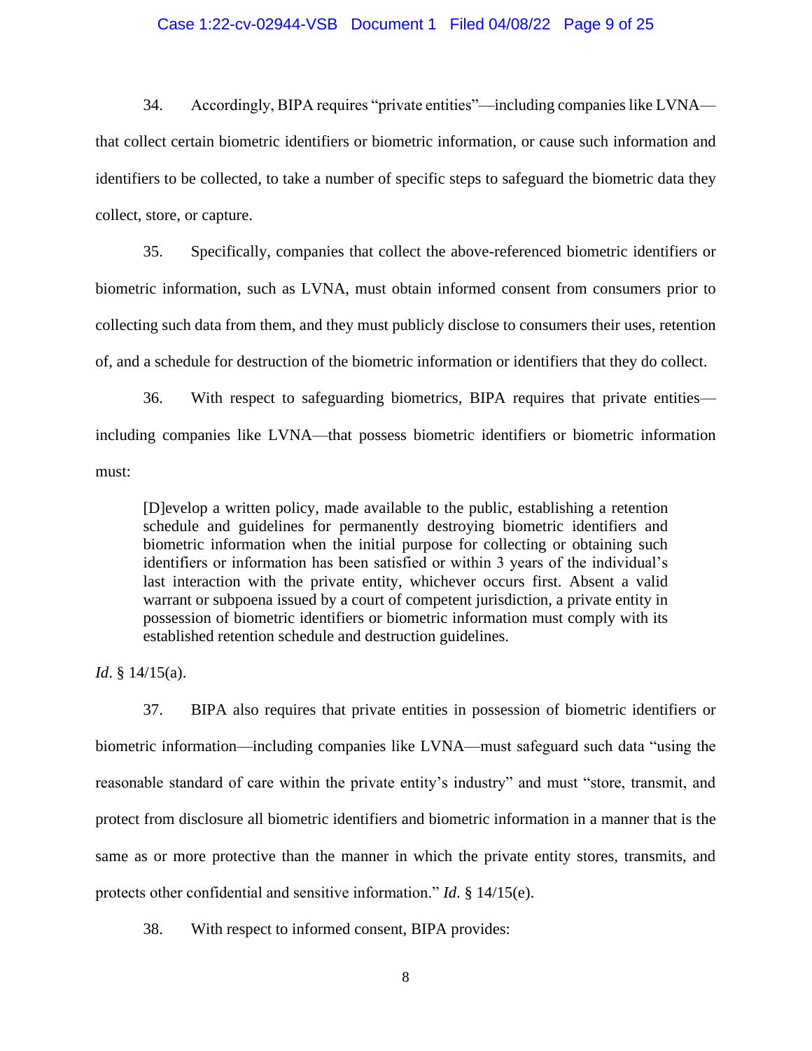34. Accordingly, BIPA requires "private entities"—including companies like LVNA—that collect certain biometric identifiers or biometric information, or cause such information and identifiers to be collected, to take a number of specific steps to safeguard the biometric data they collect, store, or capture.

35. Specifically, companies that collect the above-referenced biometric identifiers or biometric information, such as LVNA, must obtain informed consent from consumers prior to collecting such data from them, and they must publicly disclose to consumers their uses, retention of, and a schedule for destruction of the biometric information or identifiers that they do collect.

36. With respect to safeguarding biometrics, BIPA requires that private entities—including companies like LVNA—that possess biometric identifiers or biometric information must:

> [D]evelop a written policy, made available to the public, establishing a retention schedule and guidelines for permanently destroying biometric identifiers and biometric information when the initial purpose for collecting or obtaining such identifiers or information has been satisfied or within 3 years of the individual's last interaction with the private entity, whichever occurs first. Absent a valid warrant or subpoena issued by a court of competent jurisdiction, a private entity in possession of biometric identifiers or biometric information must comply with its established retention schedule and destruction guidelines.

*Id*. § 14/15(a).

37. BIPA also requires that private entities in possession of biometric identifiers or biometric information—including companies like LVNA—must safeguard such data "using the reasonable standard of care within the private entity's industry" and must "store, transmit, and protect from disclosure all biometric identifiers and biometric information in a manner that is the same as or more protective than the manner in which the private entity stores, transmits, and protects other confidential and sensitive information." *Id*. § 14/15(e).

38. With respect to informed consent, BIPA provides: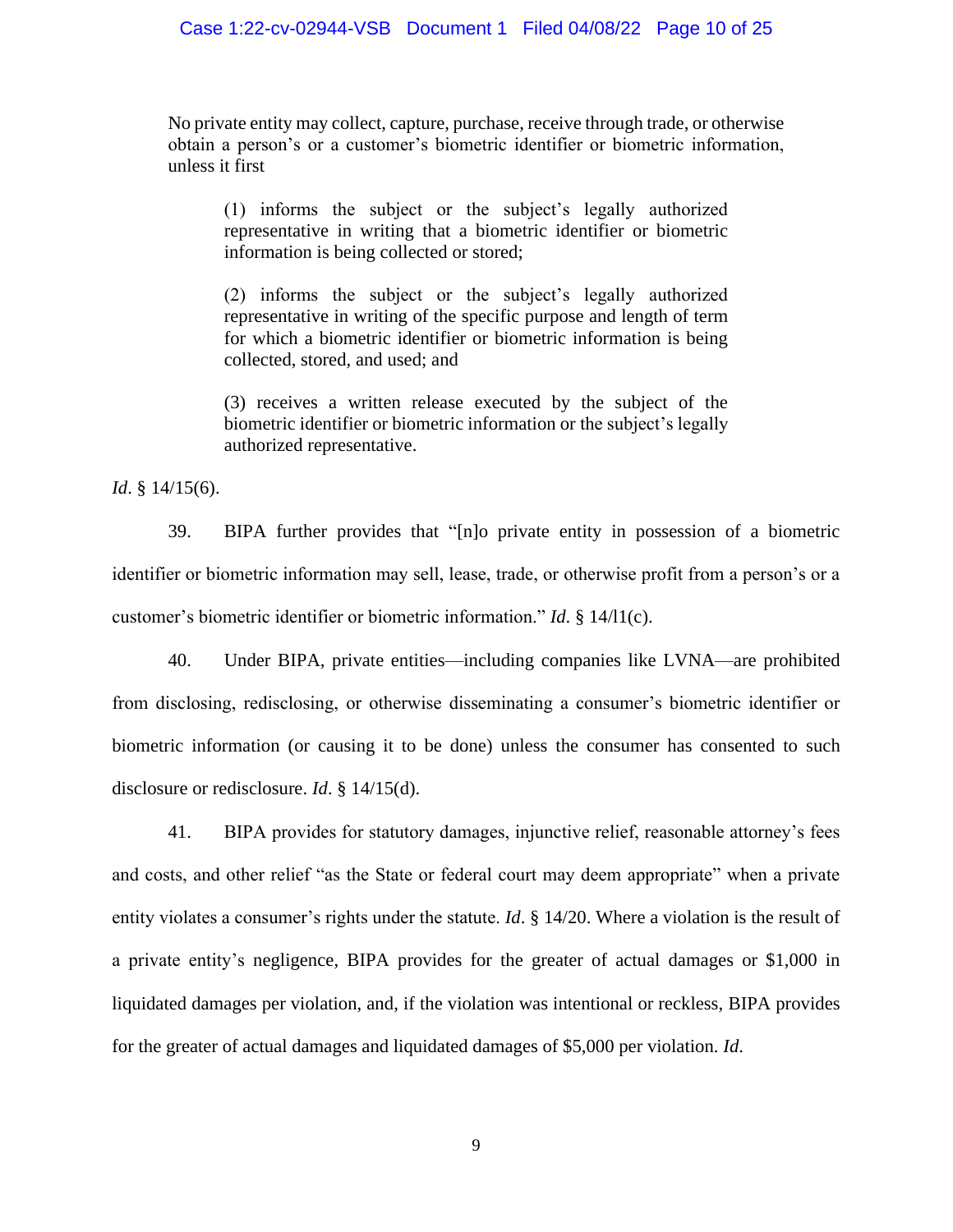> No private entity may collect, capture, purchase, receive through trade, or otherwise obtain a person's or a customer's biometric identifier or biometric information, unless it first
>
> > (1) informs the subject or the subject's legally authorized representative in writing that a biometric identifier or biometric information is being collected or stored;
> >
> > (2) informs the subject or the subject's legally authorized representative in writing of the specific purpose and length of term for which a biometric identifier or biometric information is being collected, stored, and used; and
> >
> > (3) receives a written release executed by the subject of the biometric identifier or biometric information or the subject's legally authorized representative.

*Id*. § 14/15(6).

39. BIPA further provides that "[n]o private entity in possession of a biometric identifier or biometric information may sell, lease, trade, or otherwise profit from a person's or a customer's biometric identifier or biometric information." *Id*. § 14/l1(c).

40. Under BIPA, private entities—including companies like LVNA—are prohibited from disclosing, redisclosing, or otherwise disseminating a consumer's biometric identifier or biometric information (or causing it to be done) unless the consumer has consented to such disclosure or redisclosure. *Id*. § 14/15(d).

41. BIPA provides for statutory damages, injunctive relief, reasonable attorney's fees and costs, and other relief "as the State or federal court may deem appropriate" when a private entity violates a consumer's rights under the statute. *Id*. § 14/20. Where a violation is the result of a private entity's negligence, BIPA provides for the greater of actual damages or $1,000 in liquidated damages per violation, and, if the violation was intentional or reckless, BIPA provides for the greater of actual damages and liquidated damages of $5,000 per violation. *Id*.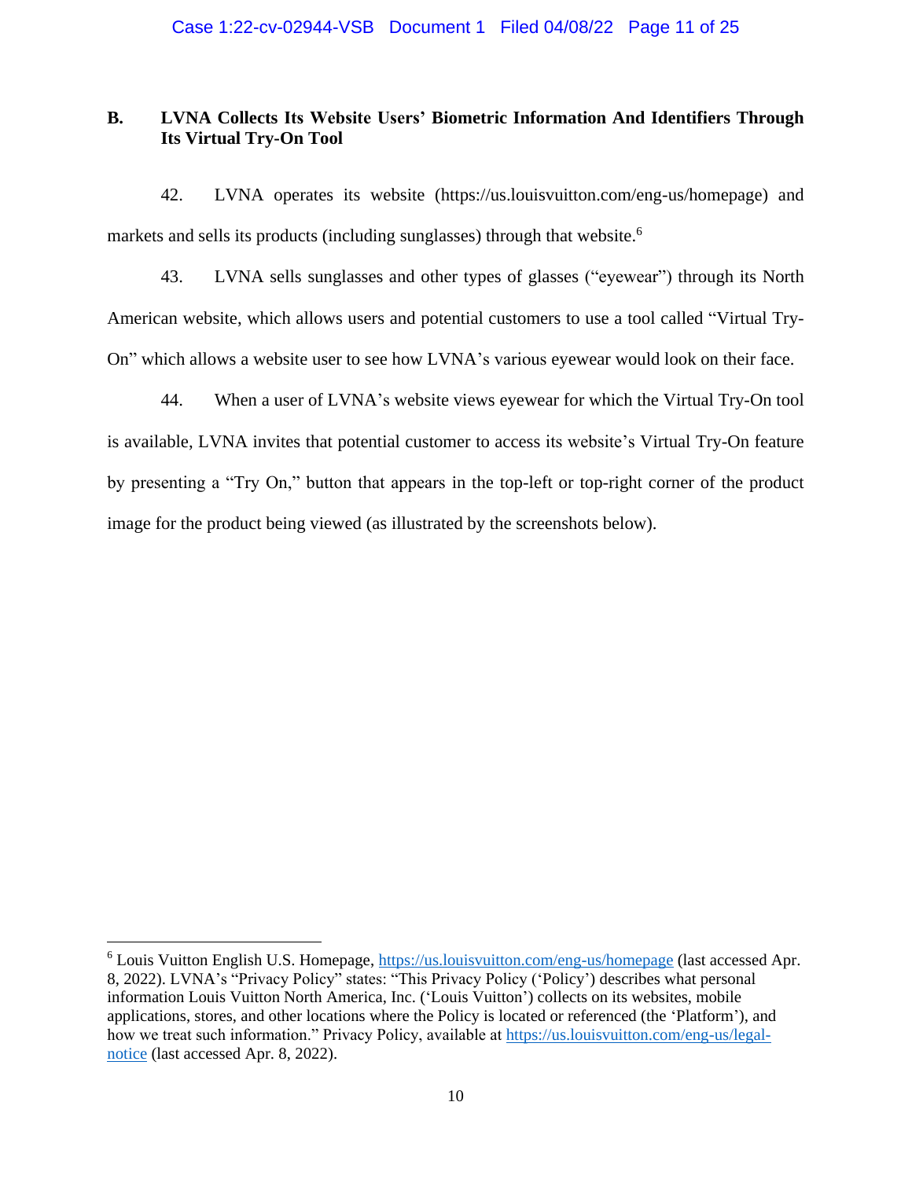## B. LVNA Collects Its Website Users' Biometric Information And Identifiers Through Its Virtual Try-On Tool

42. LVNA operates its website (https://us.louisvuitton.com/eng-us/homepage) and markets and sells its products (including sunglasses) through that website.[6]

43. LVNA sells sunglasses and other types of glasses ("eyewear") through its North American website, which allows users and potential customers to use a tool called "Virtual Try-On" which allows a website user to see how LVNA's various eyewear would look on their face.

44. When a user of LVNA's website views eyewear for which the Virtual Try-On tool is available, LVNA invites that potential customer to access its website's Virtual Try-On feature by presenting a "Try On," button that appears in the top-left or top-right corner of the product image for the product being viewed (as illustrated by the screenshots below).

---

[6] Louis Vuitton English U.S. Homepage, https://us.louisvuitton.com/eng-us/homepage (last accessed Apr. 8, 2022). LVNA's "Privacy Policy" states: "This Privacy Policy ('Policy') describes what personal information Louis Vuitton North America, Inc. ('Louis Vuitton') collects on its websites, mobile applications, stores, and other locations where the Policy is located or referenced (the 'Platform'), and how we treat such information." Privacy Policy, available at https://us.louisvuitton.com/eng-us/legal-notice (last accessed Apr. 8, 2022).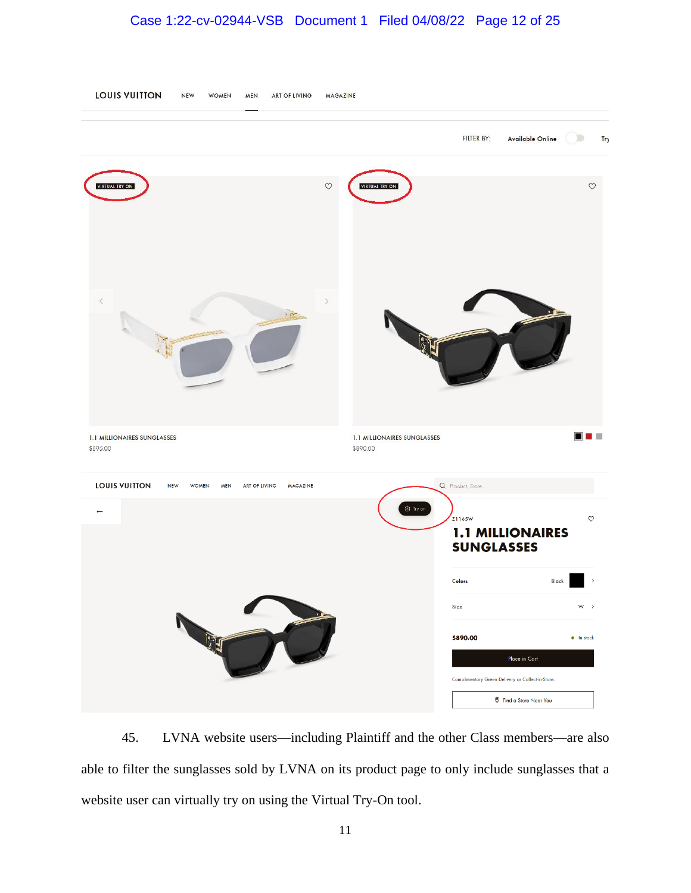LOUIS VUITTON NEW WOMEN MEN ART OF LIVING MAGAZINE

FILTER BY: Available Online Try

VIRTUAL TRY ON

VIRTUAL TRY ON

1.1 MILLIONAIRES SUNGLASSES
$895.00

1.1 MILLIONAIRES SUNGLASSES
$890.00

LOUIS VUITTON NEW WOMEN MEN ART OF LIVING MAGAZINE

Product, Store...

Try on

Z1165W

1.1 MILLIONAIRES SUNGLASSES

Colors Black

Size W

$890.00 In stock

Place in Cart

Complimentary Green Delivery or Collect-in-Store.

Find a Store Near You

45. LVNA website users—including Plaintiff and the other Class members—are also able to filter the sunglasses sold by LVNA on its product page to only include sunglasses that a website user can virtually try on using the Virtual Try-On tool.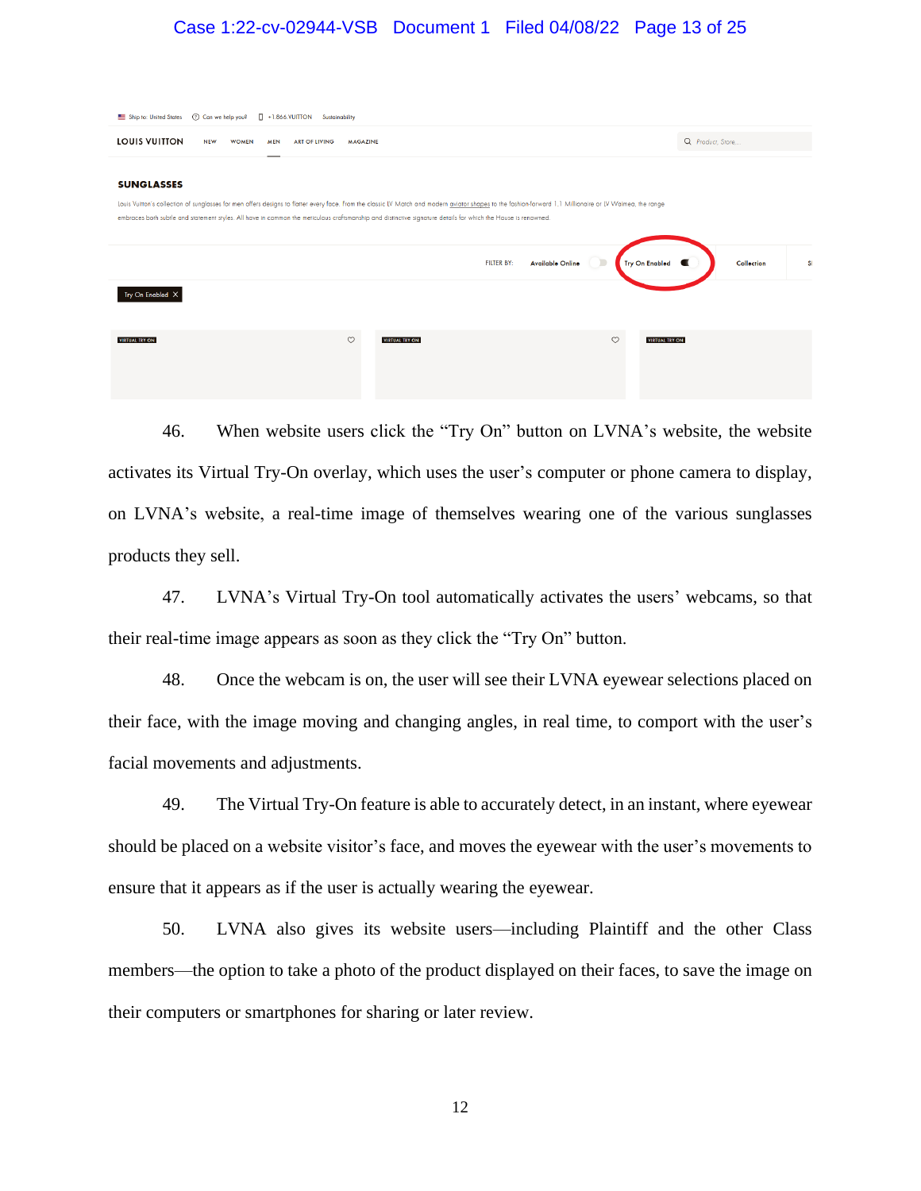Ship to: United States Can we help you? +1.866.VUITTON Sustainability

LOUIS VUITTON NEW WOMEN MEN ART OF LIVING MAGAZINE

Product, Store...

SUNGLASSES

Louis Vuitton's collection of sunglasses for men offers designs to flatter every face. From the classic LV Match and modern aviator shapes to the fashion-forward 1.1 Millionaire or LV Waimea, the range embraces both subtle and statement styles. All have in common the meticulous craftsmanship and distinctive signature details for which the House is renowned.

FILTER BY: Available Online Try On Enabled Collection

Try On Enabled X

VIRTUAL TRY ON

VIRTUAL TRY ON

VIRTUAL TRY ON

46. When website users click the "Try On" button on LVNA's website, the website activates its Virtual Try-On overlay, which uses the user's computer or phone camera to display, on LVNA's website, a real-time image of themselves wearing one of the various sunglasses products they sell.

47. LVNA's Virtual Try-On tool automatically activates the users' webcams, so that their real-time image appears as soon as they click the "Try On" button.

48. Once the webcam is on, the user will see their LVNA eyewear selections placed on their face, with the image moving and changing angles, in real time, to comport with the user's facial movements and adjustments.

49. The Virtual Try-On feature is able to accurately detect, in an instant, where eyewear should be placed on a website visitor's face, and moves the eyewear with the user's movements to ensure that it appears as if the user is actually wearing the eyewear.

50. LVNA also gives its website users—including Plaintiff and the other Class members—the option to take a photo of the product displayed on their faces, to save the image on their computers or smartphones for sharing or later review.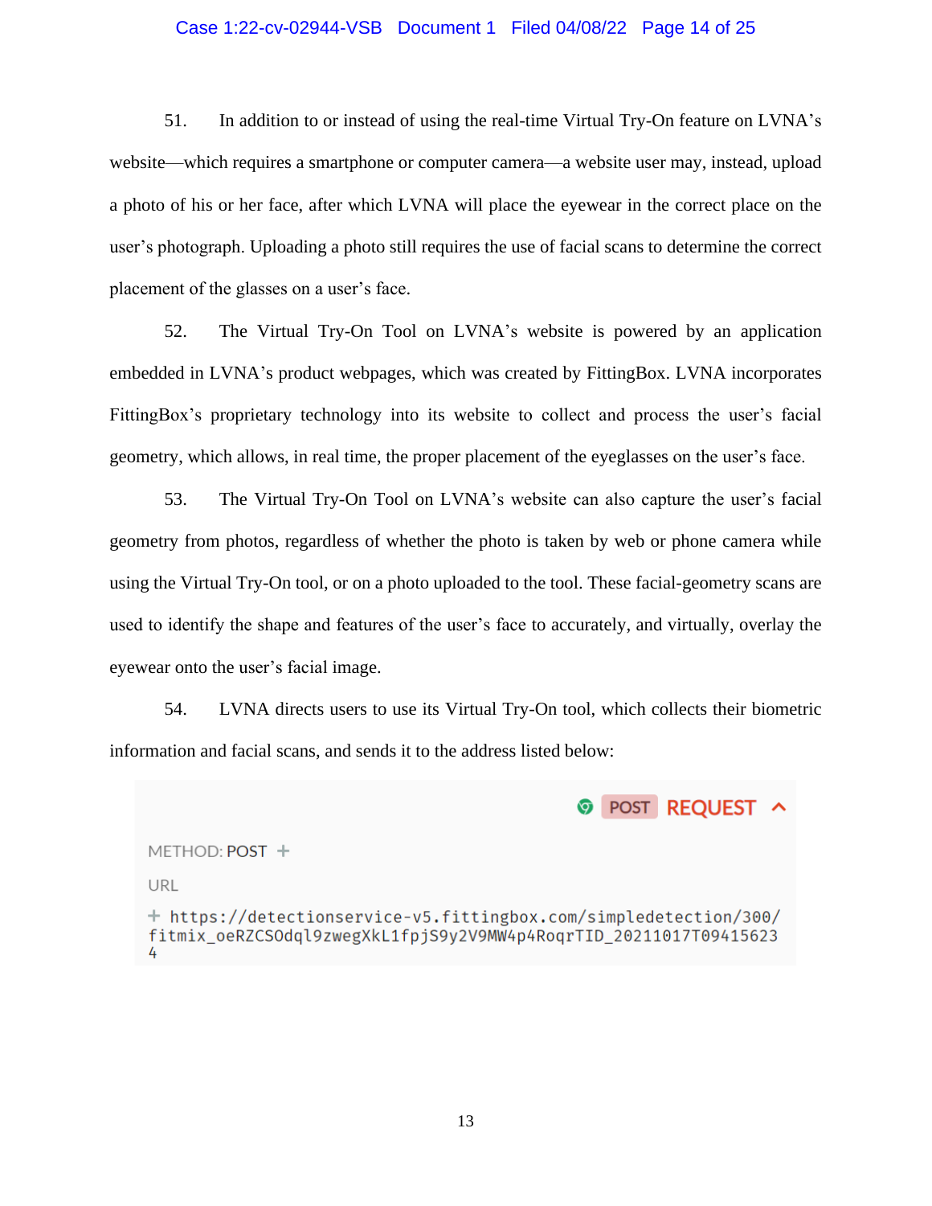51. In addition to or instead of using the real-time Virtual Try-On feature on LVNA's website—which requires a smartphone or computer camera—a website user may, instead, upload a photo of his or her face, after which LVNA will place the eyewear in the correct place on the user's photograph. Uploading a photo still requires the use of facial scans to determine the correct placement of the glasses on a user's face.

52. The Virtual Try-On Tool on LVNA's website is powered by an application embedded in LVNA's product webpages, which was created by FittingBox. LVNA incorporates FittingBox's proprietary technology into its website to collect and process the user's facial geometry, which allows, in real time, the proper placement of the eyeglasses on the user's face.

53. The Virtual Try-On Tool on LVNA's website can also capture the user's facial geometry from photos, regardless of whether the photo is taken by web or phone camera while using the Virtual Try-On tool, or on a photo uploaded to the tool. These facial-geometry scans are used to identify the shape and features of the user's face to accurately, and virtually, overlay the eyewear onto the user's facial image.

54. LVNA directs users to use its Virtual Try-On tool, which collects their biometric information and facial scans, and sends it to the address listed below:

```
POST REQUEST ^

METHOD: POST +

URL

+ https://detectionservice-v5.fittingbox.com/simpledetection/300/
fitmix_oeRZCSOdql9zwegXkL1fpjS9y2V9MW4p4RoqrTID_20211017T09415623
4
```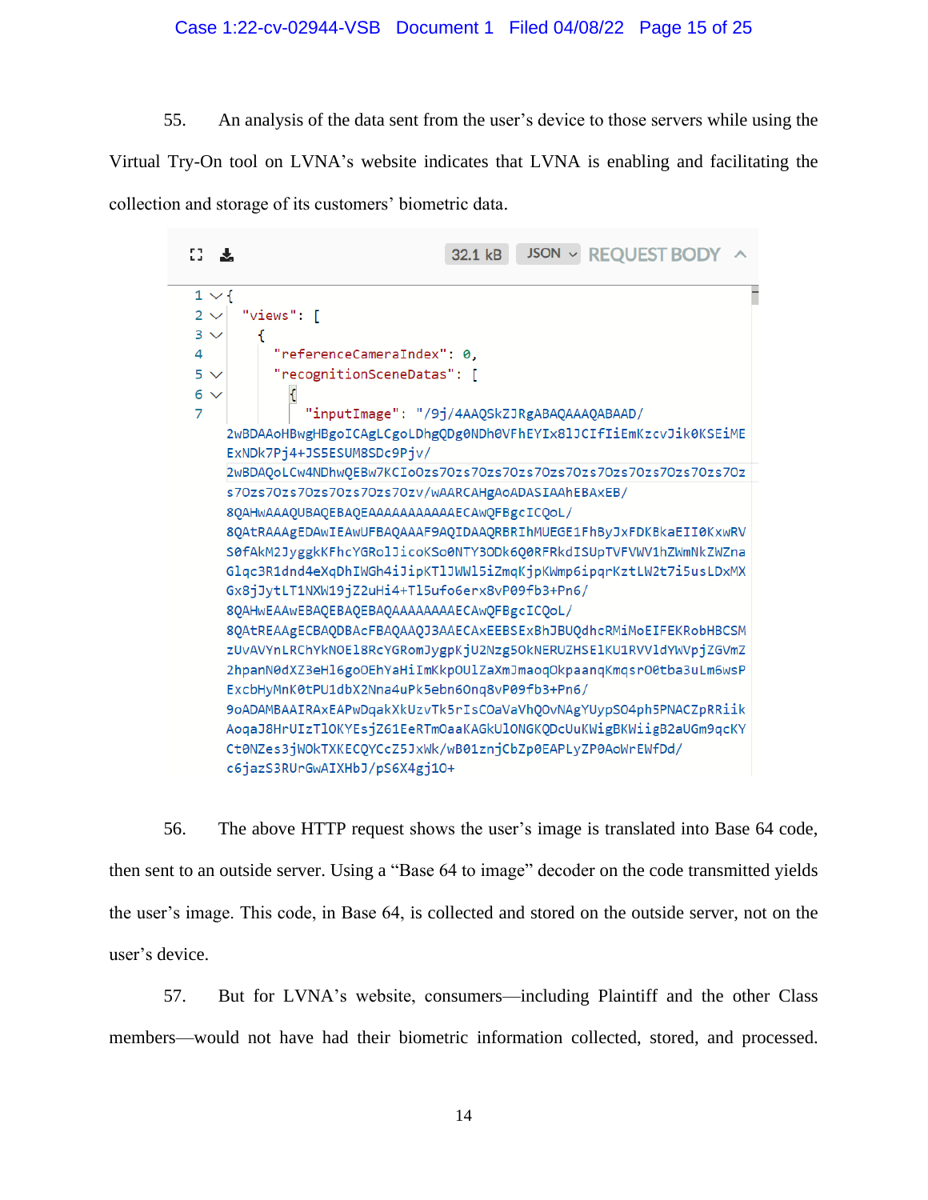55. An analysis of the data sent from the user's device to those servers while using the Virtual Try-On tool on LVNA's website indicates that LVNA is enabling and facilitating the collection and storage of its customers' biometric data.

```
32.1 kB   JSON   REQUEST BODY

1  {
2    "views": [
3      {
4        "referenceCameraIndex": 0,
5        "recognitionSceneDatas": [
6          {
7            "inputImage": "/9j/4AAQSkZJRgABAQAAAQABAAD/
2wBDAAoHBwgHBgoICAgLCgoLDhgQDg0NDh0VFhEYIx8lJCIfIiEmKzcvJik0KSEiME
ExNDk7Pj4+JS5ESUM8SDc9Pjv/
2wBDAQoLCw4NDhwQEBw7KCIoOzs7Ozs7Ozs7Ozs7Ozs7Ozs7Ozs7Ozs7Ozs7Ozs7Oz
s7Ozs7Ozs7Ozs7Ozs7Ozv/wAARCAHgAoADASIAAhEBAxEB/
8QAHwAAAQUBAQEBAQEAAAAAAAAAAAECAwQFBgcICQoL/
8QAtRAAAgEDAwIEAwUFBAQAAAF9AQIDAAQRBRIhMUEGE1FhByJxFDKBkaEII0KxwRV
S0fAkM2JyggkKFhcYGRolJicoKSo0NTY3ODk6Q0RFRkdISUpTVFVWV1hZWmNkZWZna
Glqc3R1dnd4eXqDhIWGh4iJipKTlJWWl5iZmqKjpKWmp6ipqrKztLW2t7i5usLDxMX
Gx8jJytLT1NXW19jZ2uHi4+Tl5ufo6erx8vP09fb3+Pn6/
8QAHwEAAwEBAQEBAQEBAQAAAAAAAAECAwQFBgcICQoL/
8QAtREAAgECBAQDBAcFBAQAAQJ3AAECAxEEBSExBhJBUQdhcRMiMoEIFEKRobHBCSM
zUvAVYnLRChYkNOEl8RcYGRomJygpKjU2Nzg5OkNERUZHSElKU1RVVldYWVpjZGVmZ
2hpanN0dXZ3eHl6goOEhYaHiImKkpOUlZaXmJmaoqOkpaanqKmqsrO0tba3uLm6wsP
ExcbHyMnK0tPU1dbX2Nna4uPk5ebn6Onq8vP09fb3+Pn6/
9oADAMBAAIRAxEAPwDqakXkUzvTk5rIsCOaVaVhQOvNAgYUypSO4ph5PNACZpRRiik
AoqaJ8HrUIzTlOKYEsjZ61EeRTmOaaKAGkUlONGKQDcUuKWigBKWiigB2aUGm9qcKY
Ct0NZes3jWOkTXKECQYCcZ5JxWk/wB01znjCbZp0EAPLyZP0AoWrEWfDd/
c6jazS3RUrGwAIXHbJ/pS6X4gj10+
```

56. The above HTTP request shows the user's image is translated into Base 64 code, then sent to an outside server. Using a "Base 64 to image" decoder on the code transmitted yields the user's image. This code, in Base 64, is collected and stored on the outside server, not on the user's device.

57. But for LVNA's website, consumers—including Plaintiff and the other Class members—would not have had their biometric information collected, stored, and processed.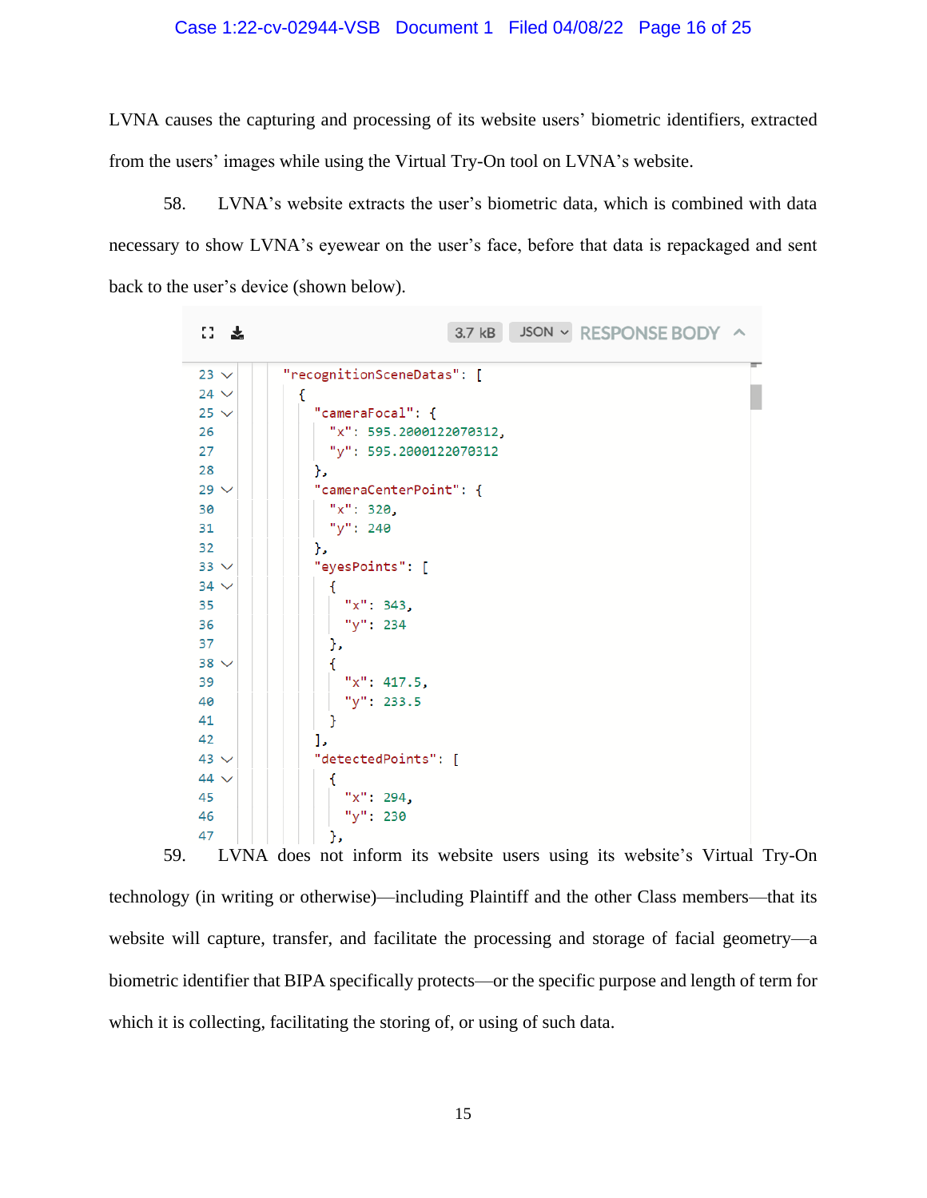LVNA causes the capturing and processing of its website users' biometric identifiers, extracted from the users' images while using the Virtual Try-On tool on LVNA's website.

58. LVNA's website extracts the user's biometric data, which is combined with data necessary to show LVNA's eyewear on the user's face, before that data is repackaged and sent back to the user's device (shown below).

3.7 kB JSON RESPONSE BODY

```
23  "recognitionSceneDatas": [
24    {
25      "cameraFocal": {
26        "x": 595.2000122070312,
27        "y": 595.2000122070312
28      },
29      "cameraCenterPoint": {
30        "x": 320,
31        "y": 240
32      },
33      "eyesPoints": [
34        {
35          "x": 343,
36          "y": 234
37        },
38        {
39          "x": 417.5,
40          "y": 233.5
41        }
42      ],
43      "detectedPoints": [
44        {
45          "x": 294,
46          "y": 230
47        },
```

59. LVNA does not inform its website users using its website's Virtual Try-On technology (in writing or otherwise)—including Plaintiff and the other Class members—that its website will capture, transfer, and facilitate the processing and storage of facial geometry—a biometric identifier that BIPA specifically protects—or the specific purpose and length of term for which it is collecting, facilitating the storing of, or using of such data.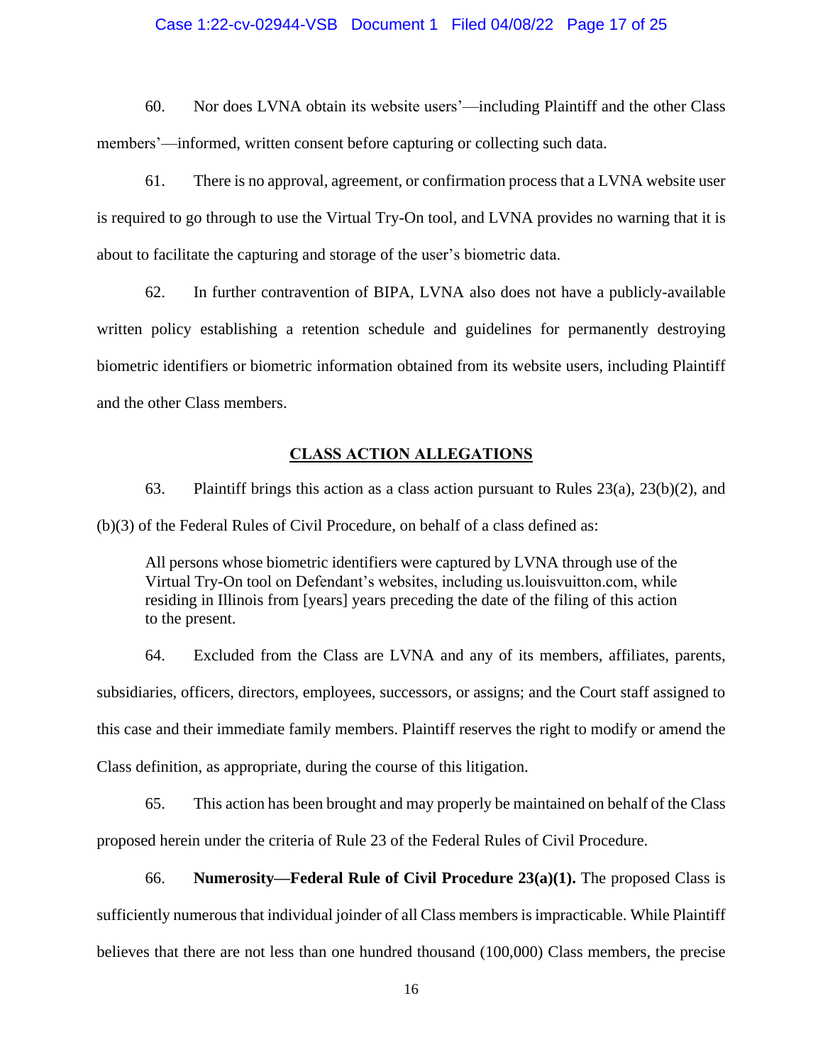60. Nor does LVNA obtain its website users'—including Plaintiff and the other Class members'—informed, written consent before capturing or collecting such data.

61. There is no approval, agreement, or confirmation process that a LVNA website user is required to go through to use the Virtual Try-On tool, and LVNA provides no warning that it is about to facilitate the capturing and storage of the user's biometric data.

62. In further contravention of BIPA, LVNA also does not have a publicly-available written policy establishing a retention schedule and guidelines for permanently destroying biometric identifiers or biometric information obtained from its website users, including Plaintiff and the other Class members.

## CLASS ACTION ALLEGATIONS

63. Plaintiff brings this action as a class action pursuant to Rules 23(a), 23(b)(2), and (b)(3) of the Federal Rules of Civil Procedure, on behalf of a class defined as:

> All persons whose biometric identifiers were captured by LVNA through use of the Virtual Try-On tool on Defendant's websites, including us.louisvuitton.com, while residing in Illinois from [years] years preceding the date of the filing of this action to the present.

64. Excluded from the Class are LVNA and any of its members, affiliates, parents, subsidiaries, officers, directors, employees, successors, or assigns; and the Court staff assigned to this case and their immediate family members. Plaintiff reserves the right to modify or amend the Class definition, as appropriate, during the course of this litigation.

65. This action has been brought and may properly be maintained on behalf of the Class proposed herein under the criteria of Rule 23 of the Federal Rules of Civil Procedure.

66. **Numerosity—Federal Rule of Civil Procedure 23(a)(1).** The proposed Class is sufficiently numerous that individual joinder of all Class members is impracticable. While Plaintiff believes that there are not less than one hundred thousand (100,000) Class members, the precise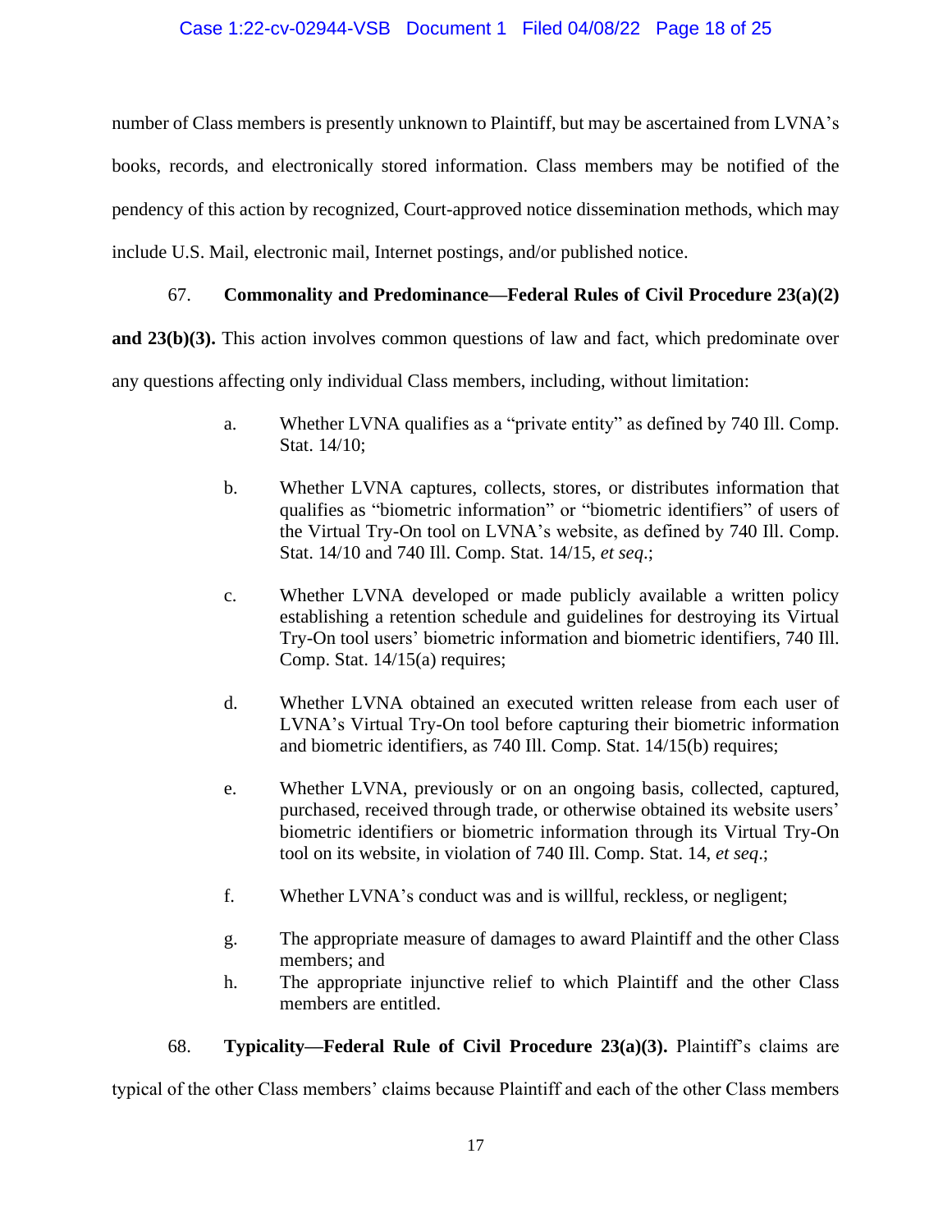number of Class members is presently unknown to Plaintiff, but may be ascertained from LVNA's books, records, and electronically stored information. Class members may be notified of the pendency of this action by recognized, Court-approved notice dissemination methods, which may include U.S. Mail, electronic mail, Internet postings, and/or published notice.

67. **Commonality and Predominance—Federal Rules of Civil Procedure 23(a)(2) and 23(b)(3).** This action involves common questions of law and fact, which predominate over any questions affecting only individual Class members, including, without limitation:

a. Whether LVNA qualifies as a "private entity" as defined by 740 Ill. Comp. Stat. 14/10;

b. Whether LVNA captures, collects, stores, or distributes information that qualifies as "biometric information" or "biometric identifiers" of users of the Virtual Try-On tool on LVNA's website, as defined by 740 Ill. Comp. Stat. 14/10 and 740 Ill. Comp. Stat. 14/15, *et seq*.;

c. Whether LVNA developed or made publicly available a written policy establishing a retention schedule and guidelines for destroying its Virtual Try-On tool users' biometric information and biometric identifiers, 740 Ill. Comp. Stat. 14/15(a) requires;

d. Whether LVNA obtained an executed written release from each user of LVNA's Virtual Try-On tool before capturing their biometric information and biometric identifiers, as 740 Ill. Comp. Stat. 14/15(b) requires;

e. Whether LVNA, previously or on an ongoing basis, collected, captured, purchased, received through trade, or otherwise obtained its website users' biometric identifiers or biometric information through its Virtual Try-On tool on its website, in violation of 740 Ill. Comp. Stat. 14, *et seq*.;

f. Whether LVNA's conduct was and is willful, reckless, or negligent;

g. The appropriate measure of damages to award Plaintiff and the other Class members; and

h. The appropriate injunctive relief to which Plaintiff and the other Class members are entitled.

68. **Typicality—Federal Rule of Civil Procedure 23(a)(3).** Plaintiff's claims are typical of the other Class members' claims because Plaintiff and each of the other Class members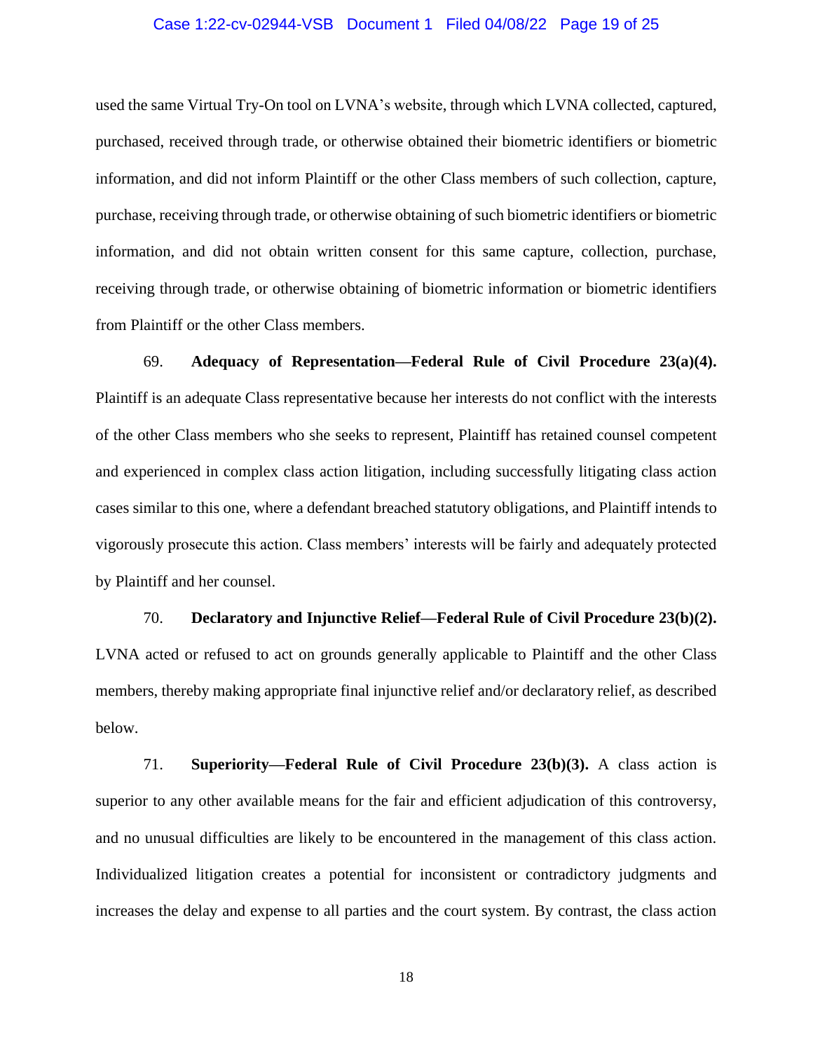used the same Virtual Try-On tool on LVNA's website, through which LVNA collected, captured, purchased, received through trade, or otherwise obtained their biometric identifiers or biometric information, and did not inform Plaintiff or the other Class members of such collection, capture, purchase, receiving through trade, or otherwise obtaining of such biometric identifiers or biometric information, and did not obtain written consent for this same capture, collection, purchase, receiving through trade, or otherwise obtaining of biometric information or biometric identifiers from Plaintiff or the other Class members.

69. **Adequacy of Representation—Federal Rule of Civil Procedure 23(a)(4).** Plaintiff is an adequate Class representative because her interests do not conflict with the interests of the other Class members who she seeks to represent, Plaintiff has retained counsel competent and experienced in complex class action litigation, including successfully litigating class action cases similar to this one, where a defendant breached statutory obligations, and Plaintiff intends to vigorously prosecute this action. Class members' interests will be fairly and adequately protected by Plaintiff and her counsel.

70. **Declaratory and Injunctive Relief—Federal Rule of Civil Procedure 23(b)(2).** LVNA acted or refused to act on grounds generally applicable to Plaintiff and the other Class members, thereby making appropriate final injunctive relief and/or declaratory relief, as described below.

71. **Superiority—Federal Rule of Civil Procedure 23(b)(3).** A class action is superior to any other available means for the fair and efficient adjudication of this controversy, and no unusual difficulties are likely to be encountered in the management of this class action. Individualized litigation creates a potential for inconsistent or contradictory judgments and increases the delay and expense to all parties and the court system. By contrast, the class action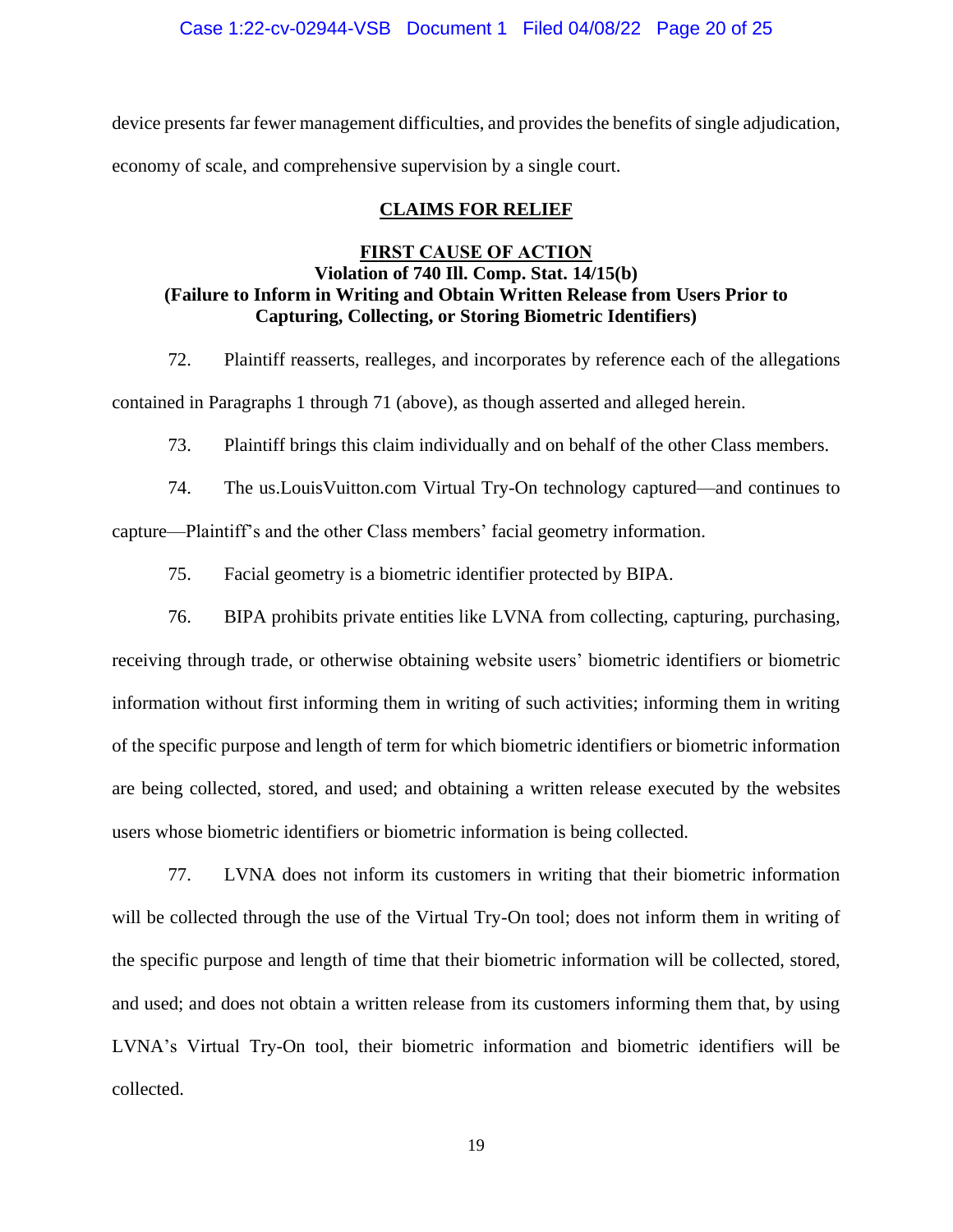device presents far fewer management difficulties, and provides the benefits of single adjudication, economy of scale, and comprehensive supervision by a single court.

## CLAIMS FOR RELIEF

### FIRST CAUSE OF ACTION
**Violation of 740 Ill. Comp. Stat. 14/15(b)**
**(Failure to Inform in Writing and Obtain Written Release from Users Prior to Capturing, Collecting, or Storing Biometric Identifiers)**

72. Plaintiff reasserts, realleges, and incorporates by reference each of the allegations contained in Paragraphs 1 through 71 (above), as though asserted and alleged herein.

73. Plaintiff brings this claim individually and on behalf of the other Class members.

74. The us.LouisVuitton.com Virtual Try-On technology captured—and continues to capture—Plaintiff's and the other Class members' facial geometry information.

75. Facial geometry is a biometric identifier protected by BIPA.

76. BIPA prohibits private entities like LVNA from collecting, capturing, purchasing, receiving through trade, or otherwise obtaining website users' biometric identifiers or biometric information without first informing them in writing of such activities; informing them in writing of the specific purpose and length of term for which biometric identifiers or biometric information are being collected, stored, and used; and obtaining a written release executed by the websites users whose biometric identifiers or biometric information is being collected.

77. LVNA does not inform its customers in writing that their biometric information will be collected through the use of the Virtual Try-On tool; does not inform them in writing of the specific purpose and length of time that their biometric information will be collected, stored, and used; and does not obtain a written release from its customers informing them that, by using LVNA's Virtual Try-On tool, their biometric information and biometric identifiers will be collected.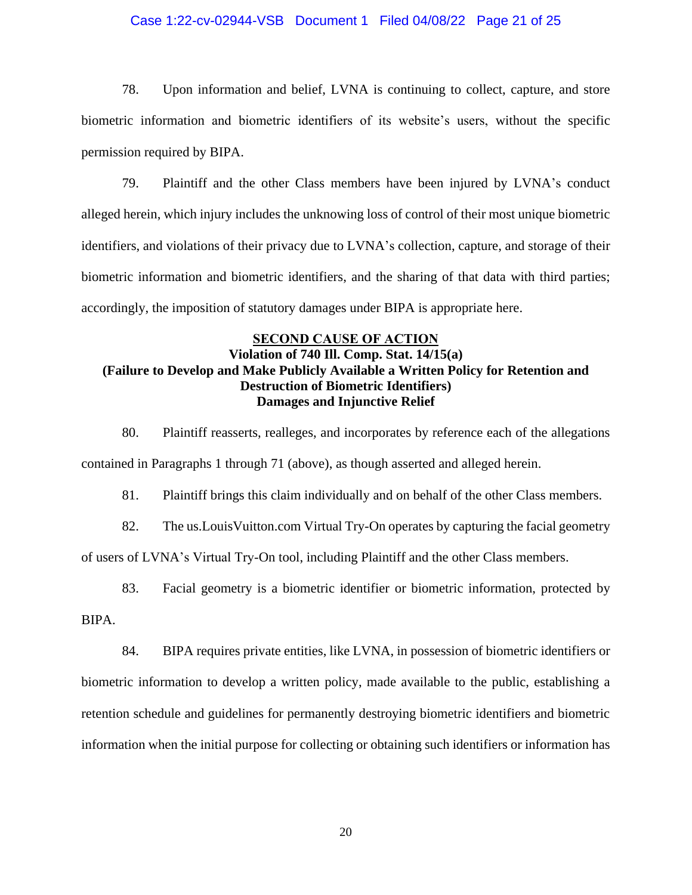78. Upon information and belief, LVNA is continuing to collect, capture, and store biometric information and biometric identifiers of its website's users, without the specific permission required by BIPA.

79. Plaintiff and the other Class members have been injured by LVNA's conduct alleged herein, which injury includes the unknowing loss of control of their most unique biometric identifiers, and violations of their privacy due to LVNA's collection, capture, and storage of their biometric information and biometric identifiers, and the sharing of that data with third parties; accordingly, the imposition of statutory damages under BIPA is appropriate here.

## <u>SECOND CAUSE OF ACTION</u>
### Violation of 740 Ill. Comp. Stat. 14/15(a)
### (Failure to Develop and Make Publicly Available a Written Policy for Retention and Destruction of Biometric Identifiers)
### Damages and Injunctive Relief

80. Plaintiff reasserts, realleges, and incorporates by reference each of the allegations contained in Paragraphs 1 through 71 (above), as though asserted and alleged herein.

81. Plaintiff brings this claim individually and on behalf of the other Class members.

82. The us.LouisVuitton.com Virtual Try-On operates by capturing the facial geometry of users of LVNA's Virtual Try-On tool, including Plaintiff and the other Class members.

83. Facial geometry is a biometric identifier or biometric information, protected by BIPA.

84. BIPA requires private entities, like LVNA, in possession of biometric identifiers or biometric information to develop a written policy, made available to the public, establishing a retention schedule and guidelines for permanently destroying biometric identifiers and biometric information when the initial purpose for collecting or obtaining such identifiers or information has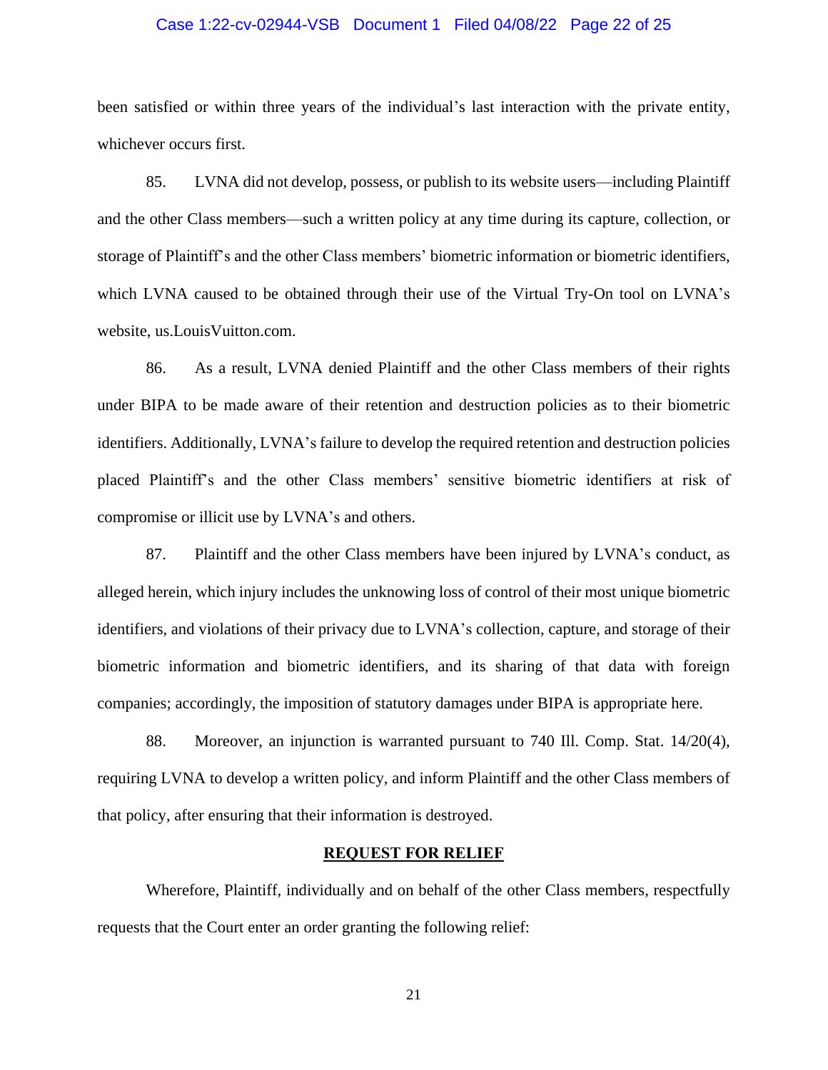been satisfied or within three years of the individual's last interaction with the private entity, whichever occurs first.

85. LVNA did not develop, possess, or publish to its website users—including Plaintiff and the other Class members—such a written policy at any time during its capture, collection, or storage of Plaintiff's and the other Class members' biometric information or biometric identifiers, which LVNA caused to be obtained through their use of the Virtual Try-On tool on LVNA's website, us.LouisVuitton.com.

86. As a result, LVNA denied Plaintiff and the other Class members of their rights under BIPA to be made aware of their retention and destruction policies as to their biometric identifiers. Additionally, LVNA's failure to develop the required retention and destruction policies placed Plaintiff's and the other Class members' sensitive biometric identifiers at risk of compromise or illicit use by LVNA's and others.

87. Plaintiff and the other Class members have been injured by LVNA's conduct, as alleged herein, which injury includes the unknowing loss of control of their most unique biometric identifiers, and violations of their privacy due to LVNA's collection, capture, and storage of their biometric information and biometric identifiers, and its sharing of that data with foreign companies; accordingly, the imposition of statutory damages under BIPA is appropriate here.

88. Moreover, an injunction is warranted pursuant to 740 Ill. Comp. Stat. 14/20(4), requiring LVNA to develop a written policy, and inform Plaintiff and the other Class members of that policy, after ensuring that their information is destroyed.

## REQUEST FOR RELIEF

Wherefore, Plaintiff, individually and on behalf of the other Class members, respectfully requests that the Court enter an order granting the following relief: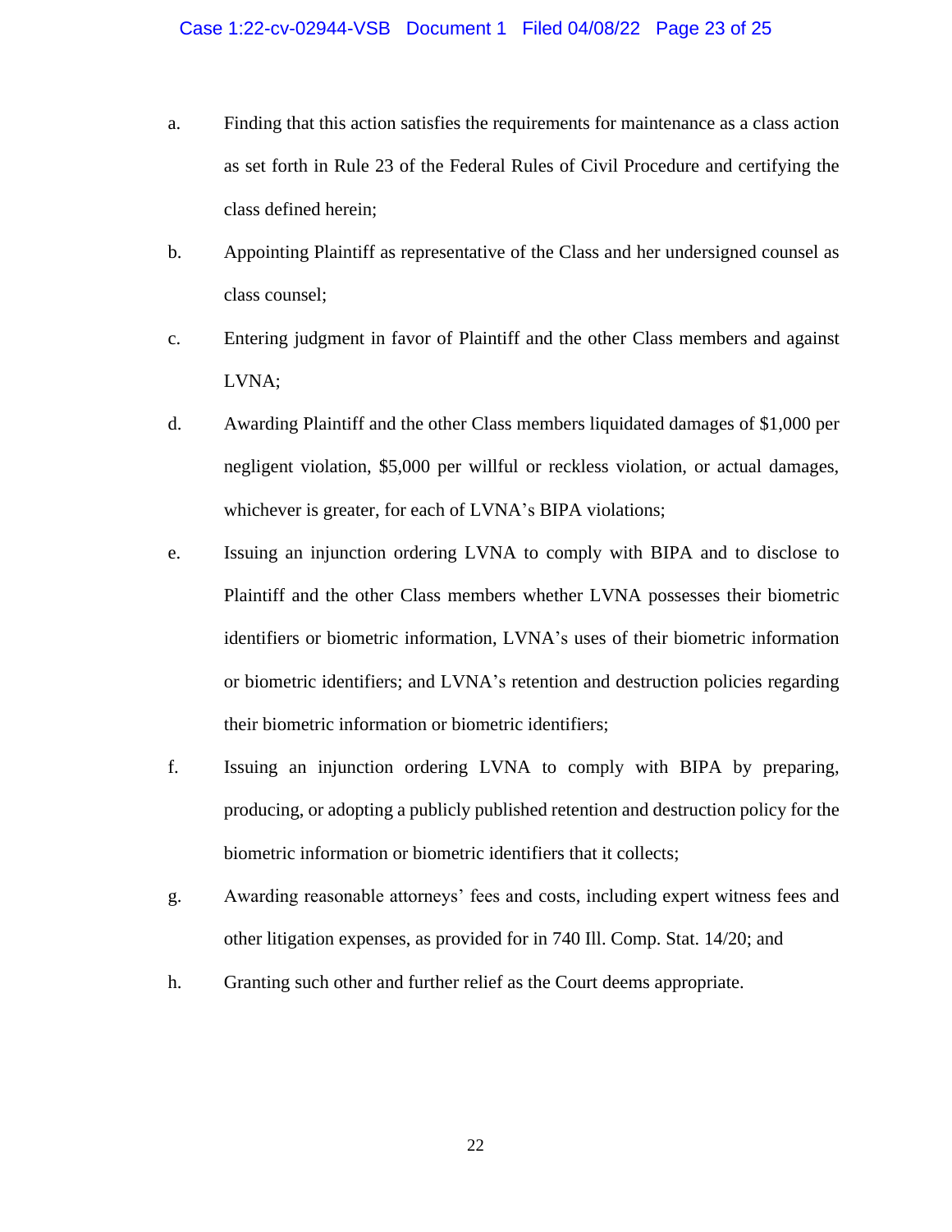a. Finding that this action satisfies the requirements for maintenance as a class action as set forth in Rule 23 of the Federal Rules of Civil Procedure and certifying the class defined herein;

b. Appointing Plaintiff as representative of the Class and her undersigned counsel as class counsel;

c. Entering judgment in favor of Plaintiff and the other Class members and against LVNA;

d. Awarding Plaintiff and the other Class members liquidated damages of $1,000 per negligent violation, $5,000 per willful or reckless violation, or actual damages, whichever is greater, for each of LVNA's BIPA violations;

e. Issuing an injunction ordering LVNA to comply with BIPA and to disclose to Plaintiff and the other Class members whether LVNA possesses their biometric identifiers or biometric information, LVNA's uses of their biometric information or biometric identifiers; and LVNA's retention and destruction policies regarding their biometric information or biometric identifiers;

f. Issuing an injunction ordering LVNA to comply with BIPA by preparing, producing, or adopting a publicly published retention and destruction policy for the biometric information or biometric identifiers that it collects;

g. Awarding reasonable attorneys' fees and costs, including expert witness fees and other litigation expenses, as provided for in 740 Ill. Comp. Stat. 14/20; and

h. Granting such other and further relief as the Court deems appropriate.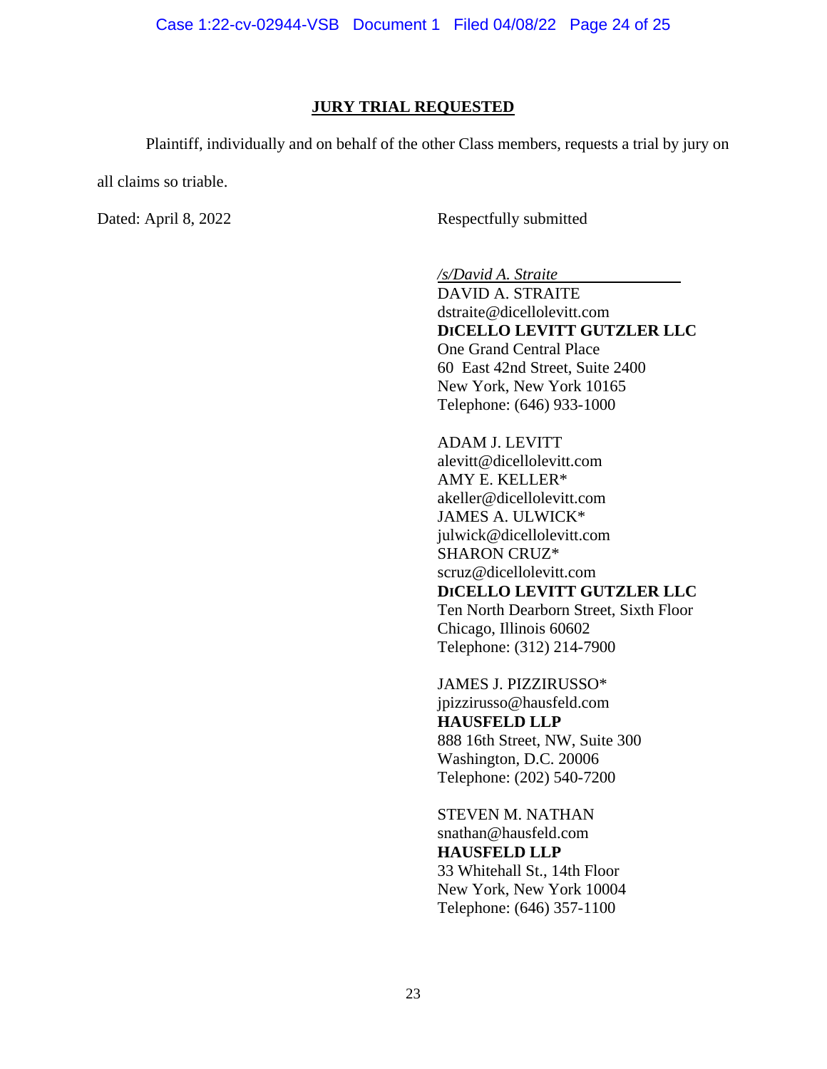## JURY TRIAL REQUESTED

Plaintiff, individually and on behalf of the other Class members, requests a trial by jury on all claims so triable.

Dated: April 8, 2022

Respectfully submitted

*/s/David A. Straite*
DAVID A. STRAITE
dstraite@dicellolevitt.com
**DICELLO LEVITT GUTZLER LLC**
One Grand Central Place
60 East 42nd Street, Suite 2400
New York, New York 10165
Telephone: (646) 933-1000

ADAM J. LEVITT
alevitt@dicellolevitt.com
AMY E. KELLER*
akeller@dicellolevitt.com
JAMES A. ULWICK*
julwick@dicellolevitt.com
SHARON CRUZ*
scruz@dicellolevitt.com
**DICELLO LEVITT GUTZLER LLC**
Ten North Dearborn Street, Sixth Floor
Chicago, Illinois 60602
Telephone: (312) 214-7900

JAMES J. PIZZIRUSSO*
jpizzirusso@hausfeld.com
**HAUSFELD LLP**
888 16th Street, NW, Suite 300
Washington, D.C. 20006
Telephone: (202) 540-7200

STEVEN M. NATHAN
snathan@hausfeld.com
**HAUSFELD LLP**
33 Whitehall St., 14th Floor
New York, New York 10004
Telephone: (646) 357-1100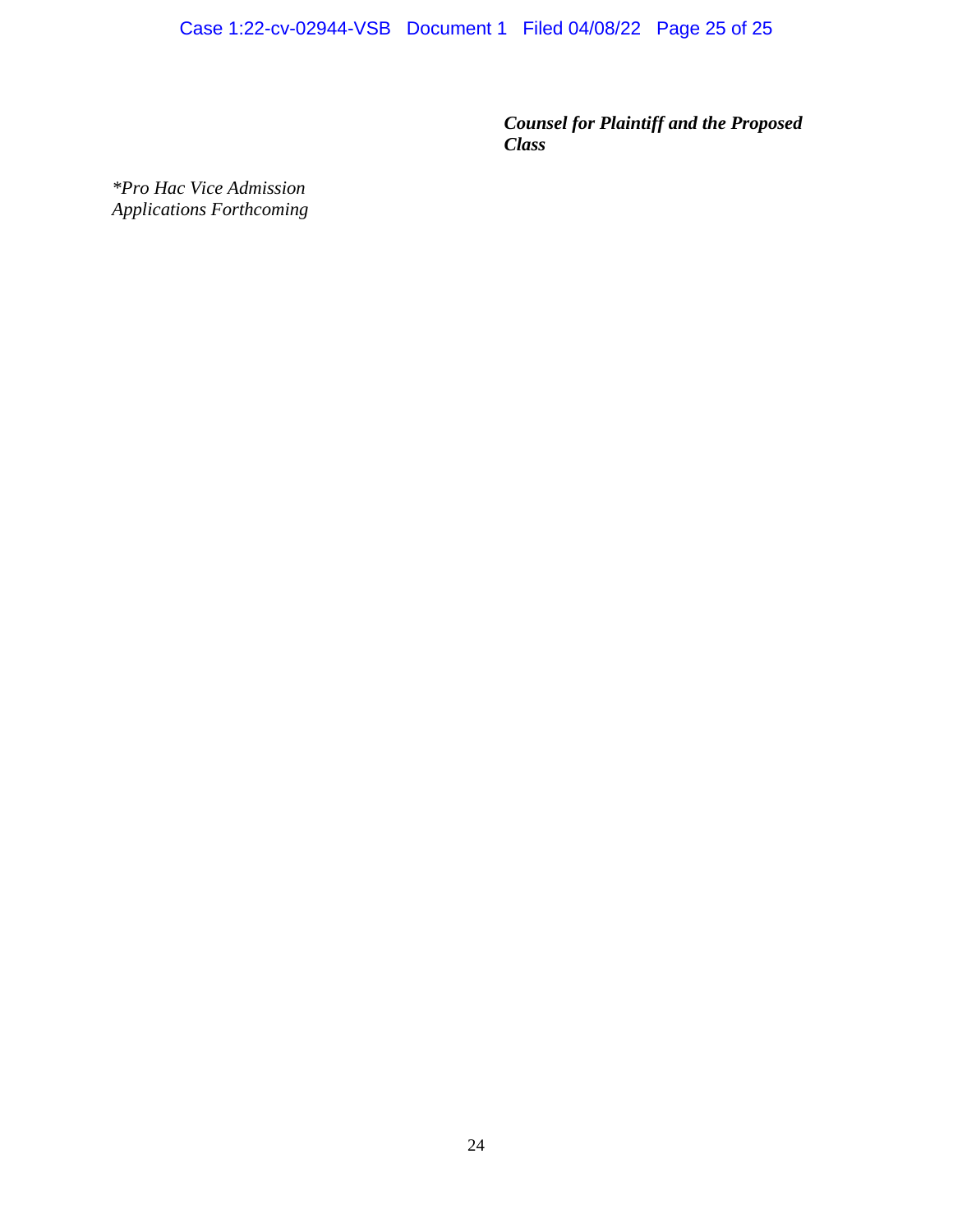***Counsel for Plaintiff and the Proposed Class***

*\*Pro Hac Vice Admission Applications Forthcoming*